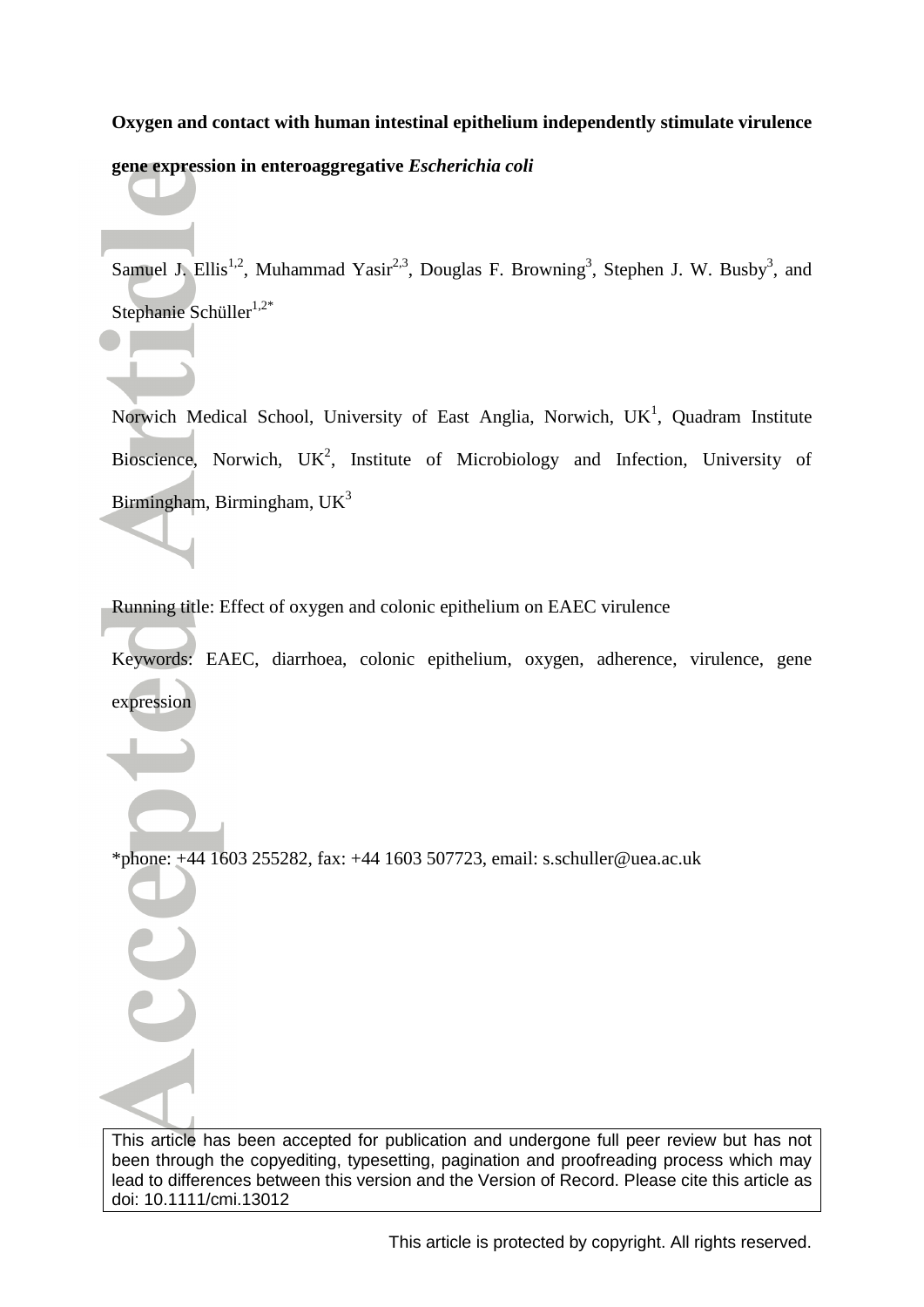**Oxygen and contact with human intestinal epithelium independently stimulate virulence gene expression in enteroaggregative *Escherichia coli***

Samuel J. Ellis[1,2], Muhammad Yasir[2,3], Douglas F. Browning[3], Stephen J. W. Busby[3], and Stephanie Schüller[1,2*]

Norwich Medical School, University of East Anglia, Norwich, UK[1], Quadram Institute Bioscience, Norwich, UK[2], Institute of Microbiology and Infection, University of Birmingham, Birmingham, UK[3]

Running title: Effect of oxygen and colonic epithelium on EAEC virulence

Keywords: EAEC, diarrhoea, colonic epithelium, oxygen, adherence, virulence, gene expression

*phone: +44 1603 255282, fax: +44 1603 507723, email: s.schuller@uea.ac.uk

This article has been accepted for publication and undergone full peer review but has not been through the copyediting, typesetting, pagination and proofreading process which may lead to differences between this version and the Version of Record. Please cite this article as doi: 10.1111/cmi.13012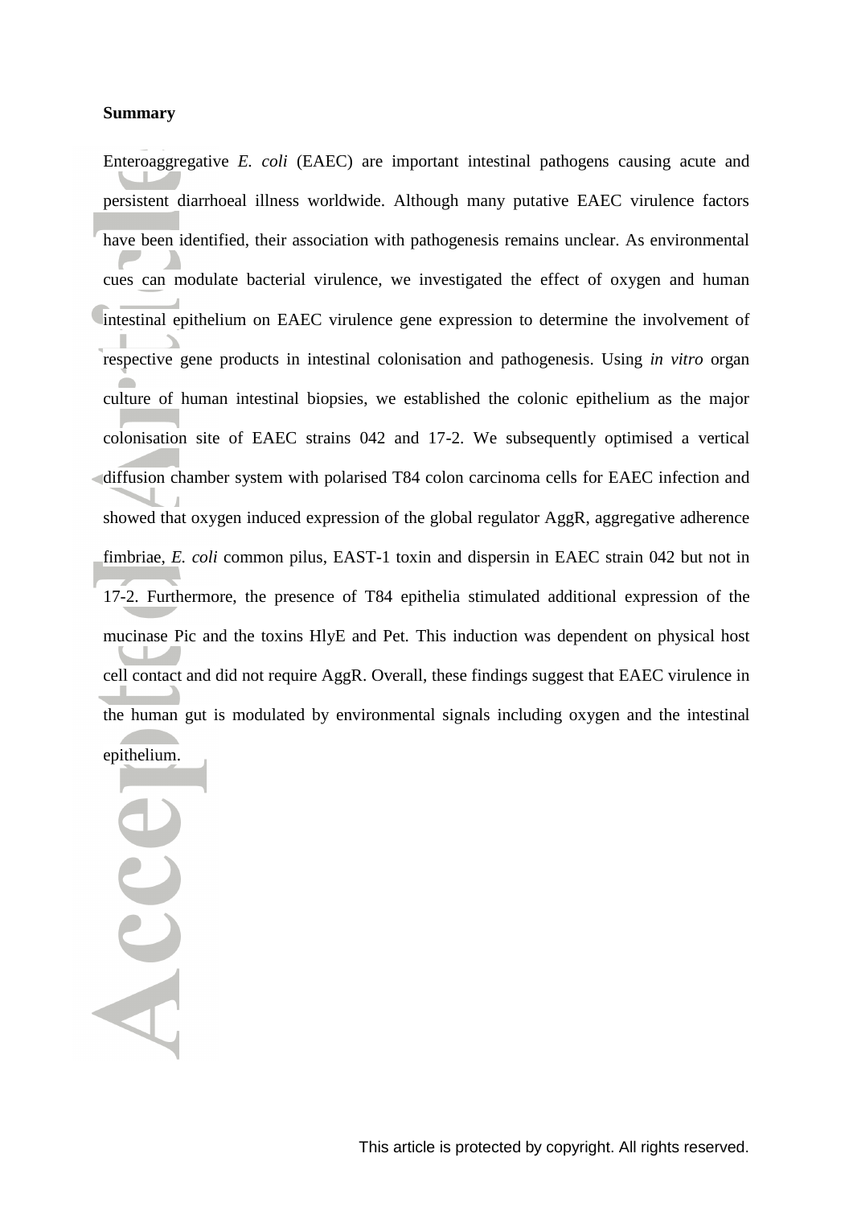**Summary**

Enteroaggregative *E. coli* (EAEC) are important intestinal pathogens causing acute and persistent diarrhoeal illness worldwide. Although many putative EAEC virulence factors have been identified, their association with pathogenesis remains unclear. As environmental cues can modulate bacterial virulence, we investigated the effect of oxygen and human intestinal epithelium on EAEC virulence gene expression to determine the involvement of respective gene products in intestinal colonisation and pathogenesis. Using *in vitro* organ culture of human intestinal biopsies, we established the colonic epithelium as the major colonisation site of EAEC strains 042 and 17-2. We subsequently optimised a vertical diffusion chamber system with polarised T84 colon carcinoma cells for EAEC infection and showed that oxygen induced expression of the global regulator AggR, aggregative adherence fimbriae, *E. coli* common pilus, EAST-1 toxin and dispersin in EAEC strain 042 but not in 17-2. Furthermore, the presence of T84 epithelia stimulated additional expression of the mucinase Pic and the toxins HlyE and Pet. This induction was dependent on physical host cell contact and did not require AggR. Overall, these findings suggest that EAEC virulence in the human gut is modulated by environmental signals including oxygen and the intestinal epithelium.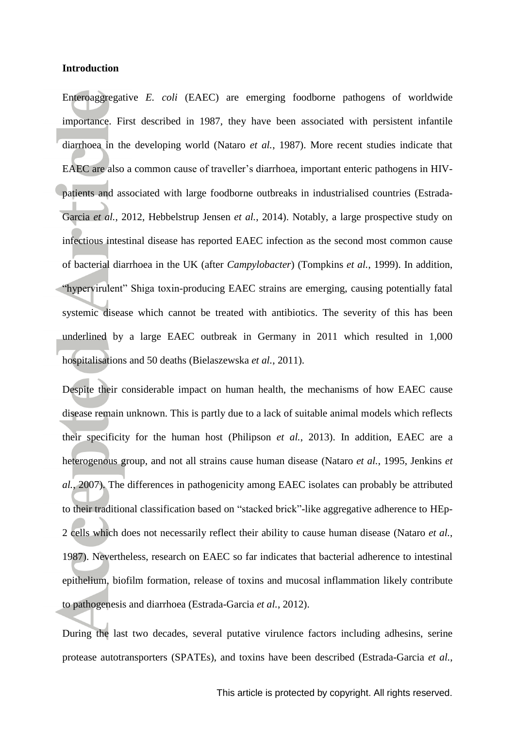**Introduction**

Enteroaggregative *E. coli* (EAEC) are emerging foodborne pathogens of worldwide importance. First described in 1987, they have been associated with persistent infantile diarrhoea in the developing world (Nataro *et al.*, 1987). More recent studies indicate that EAEC are also a common cause of traveller's diarrhoea, important enteric pathogens in HIV-patients and associated with large foodborne outbreaks in industrialised countries (Estrada-Garcia *et al.*, 2012, Hebbelstrup Jensen *et al.*, 2014). Notably, a large prospective study on infectious intestinal disease has reported EAEC infection as the second most common cause of bacterial diarrhoea in the UK (after *Campylobacter*) (Tompkins *et al.*, 1999). In addition, "hypervirulent" Shiga toxin-producing EAEC strains are emerging, causing potentially fatal systemic disease which cannot be treated with antibiotics. The severity of this has been underlined by a large EAEC outbreak in Germany in 2011 which resulted in 1,000 hospitalisations and 50 deaths (Bielaszewska *et al.*, 2011).

Despite their considerable impact on human health, the mechanisms of how EAEC cause disease remain unknown. This is partly due to a lack of suitable animal models which reflects their specificity for the human host (Philipson *et al.*, 2013). In addition, EAEC are a heterogenous group, and not all strains cause human disease (Nataro *et al.*, 1995, Jenkins *et al.*, 2007). The differences in pathogenicity among EAEC isolates can probably be attributed to their traditional classification based on "stacked brick"-like aggregative adherence to HEp-2 cells which does not necessarily reflect their ability to cause human disease (Nataro *et al.*, 1987). Nevertheless, research on EAEC so far indicates that bacterial adherence to intestinal epithelium, biofilm formation, release of toxins and mucosal inflammation likely contribute to pathogenesis and diarrhoea (Estrada-Garcia *et al.*, 2012).

During the last two decades, several putative virulence factors including adhesins, serine protease autotransporters (SPATEs), and toxins have been described (Estrada-Garcia *et al.*,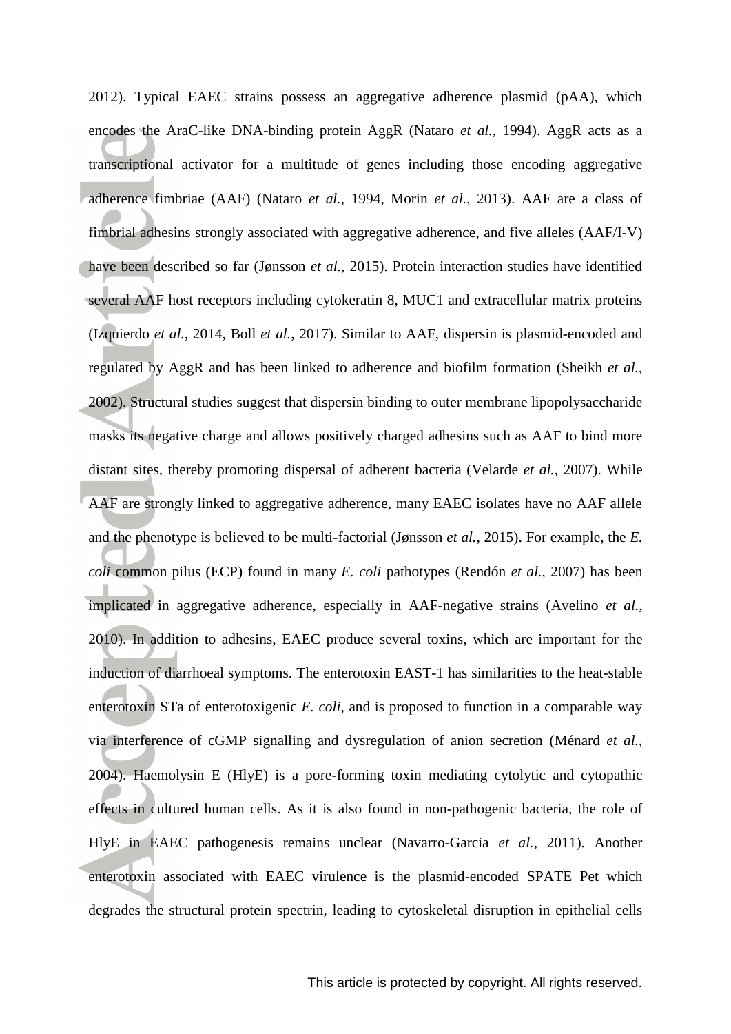2012). Typical EAEC strains possess an aggregative adherence plasmid (pAA), which encodes the AraC-like DNA-binding protein AggR (Nataro *et al.*, 1994). AggR acts as a transcriptional activator for a multitude of genes including those encoding aggregative adherence fimbriae (AAF) (Nataro *et al.*, 1994, Morin *et al.*, 2013). AAF are a class of fimbrial adhesins strongly associated with aggregative adherence, and five alleles (AAF/I-V) have been described so far (Jønsson *et al.*, 2015). Protein interaction studies have identified several AAF host receptors including cytokeratin 8, MUC1 and extracellular matrix proteins (Izquierdo *et al.*, 2014, Boll *et al.*, 2017). Similar to AAF, dispersin is plasmid-encoded and regulated by AggR and has been linked to adherence and biofilm formation (Sheikh *et al.*, 2002). Structural studies suggest that dispersin binding to outer membrane lipopolysaccharide masks its negative charge and allows positively charged adhesins such as AAF to bind more distant sites, thereby promoting dispersal of adherent bacteria (Velarde *et al.*, 2007). While AAF are strongly linked to aggregative adherence, many EAEC isolates have no AAF allele and the phenotype is believed to be multi-factorial (Jønsson *et al.*, 2015). For example, the *E. coli* common pilus (ECP) found in many *E. coli* pathotypes (Rendón *et al.*, 2007) has been implicated in aggregative adherence, especially in AAF-negative strains (Avelino *et al.*, 2010). In addition to adhesins, EAEC produce several toxins, which are important for the induction of diarrhoeal symptoms. The enterotoxin EAST-1 has similarities to the heat-stable enterotoxin STa of enterotoxigenic *E. coli*, and is proposed to function in a comparable way via interference of cGMP signalling and dysregulation of anion secretion (Ménard *et al.*, 2004). Haemolysin E (HlyE) is a pore-forming toxin mediating cytolytic and cytopathic effects in cultured human cells. As it is also found in non-pathogenic bacteria, the role of HlyE in EAEC pathogenesis remains unclear (Navarro-Garcia *et al.*, 2011). Another enterotoxin associated with EAEC virulence is the plasmid-encoded SPATE Pet which degrades the structural protein spectrin, leading to cytoskeletal disruption in epithelial cells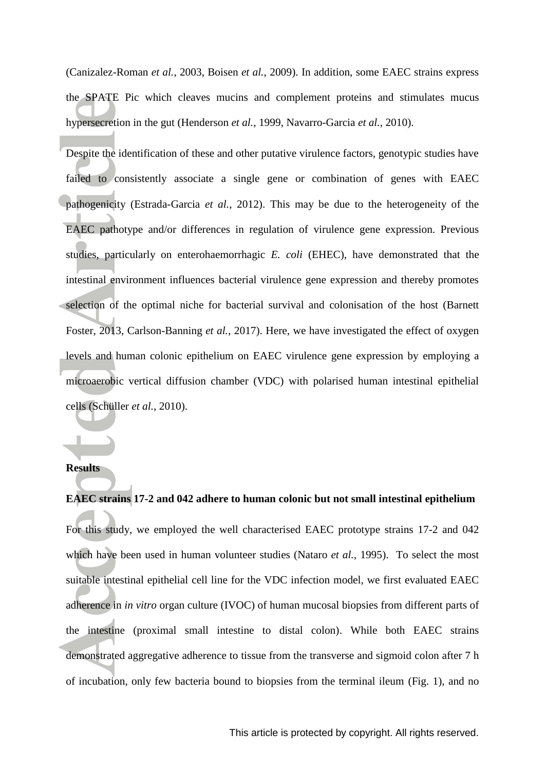(Canizalez-Roman *et al.*, 2003, Boisen *et al.*, 2009). In addition, some EAEC strains express the SPATE Pic which cleaves mucins and complement proteins and stimulates mucus hypersecretion in the gut (Henderson *et al.*, 1999, Navarro-Garcia *et al.*, 2010).

Despite the identification of these and other putative virulence factors, genotypic studies have failed to consistently associate a single gene or combination of genes with EAEC pathogenicity (Estrada-Garcia *et al.*, 2012). This may be due to the heterogeneity of the EAEC pathotype and/or differences in regulation of virulence gene expression. Previous studies, particularly on enterohaemorrhagic *E. coli* (EHEC), have demonstrated that the intestinal environment influences bacterial virulence gene expression and thereby promotes selection of the optimal niche for bacterial survival and colonisation of the host (Barnett Foster, 2013, Carlson-Banning *et al.*, 2017). Here, we have investigated the effect of oxygen levels and human colonic epithelium on EAEC virulence gene expression by employing a microaerobic vertical diffusion chamber (VDC) with polarised human intestinal epithelial cells (Schüller *et al.*, 2010).

## Results

### EAEC strains 17-2 and 042 adhere to human colonic but not small intestinal epithelium

For this study, we employed the well characterised EAEC prototype strains 17-2 and 042 which have been used in human volunteer studies (Nataro *et al.*, 1995). To select the most suitable intestinal epithelial cell line for the VDC infection model, we first evaluated EAEC adherence in *in vitro* organ culture (IVOC) of human mucosal biopsies from different parts of the intestine (proximal small intestine to distal colon). While both EAEC strains demonstrated aggregative adherence to tissue from the transverse and sigmoid colon after 7 h of incubation, only few bacteria bound to biopsies from the terminal ileum (Fig. 1), and no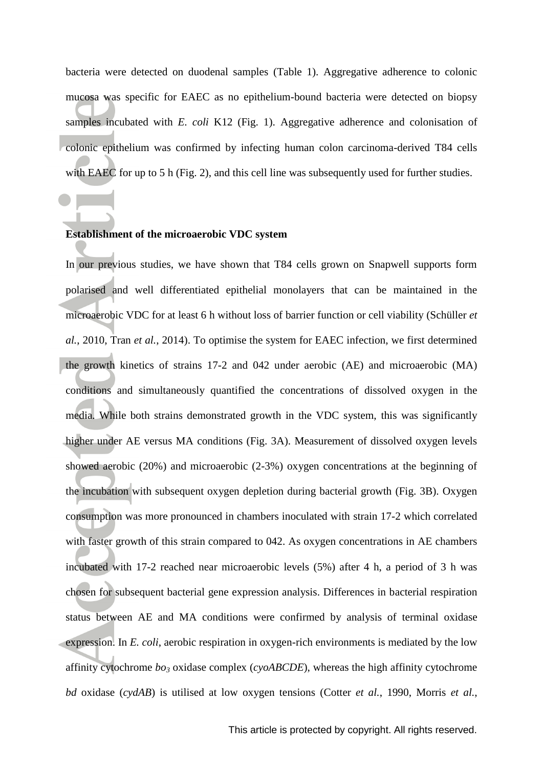bacteria were detected on duodenal samples (Table 1). Aggregative adherence to colonic mucosa was specific for EAEC as no epithelium-bound bacteria were detected on biopsy samples incubated with *E. coli* K12 (Fig. 1). Aggregative adherence and colonisation of colonic epithelium was confirmed by infecting human colon carcinoma-derived T84 cells with EAEC for up to 5 h (Fig. 2), and this cell line was subsequently used for further studies.

**Establishment of the microaerobic VDC system**

In our previous studies, we have shown that T84 cells grown on Snapwell supports form polarised and well differentiated epithelial monolayers that can be maintained in the microaerobic VDC for at least 6 h without loss of barrier function or cell viability (Schüller *et al.*, 2010, Tran *et al.*, 2014). To optimise the system for EAEC infection, we first determined the growth kinetics of strains 17-2 and 042 under aerobic (AE) and microaerobic (MA) conditions and simultaneously quantified the concentrations of dissolved oxygen in the media. While both strains demonstrated growth in the VDC system, this was significantly higher under AE versus MA conditions (Fig. 3A). Measurement of dissolved oxygen levels showed aerobic (20%) and microaerobic (2-3%) oxygen concentrations at the beginning of the incubation with subsequent oxygen depletion during bacterial growth (Fig. 3B). Oxygen consumption was more pronounced in chambers inoculated with strain 17-2 which correlated with faster growth of this strain compared to 042. As oxygen concentrations in AE chambers incubated with 17-2 reached near microaerobic levels (5%) after 4 h, a period of 3 h was chosen for subsequent bacterial gene expression analysis. Differences in bacterial respiration status between AE and MA conditions were confirmed by analysis of terminal oxidase expression. In *E. coli*, aerobic respiration in oxygen-rich environments is mediated by the low affinity cytochrome $bo_3$ oxidase complex (*cyoABCDE*), whereas the high affinity cytochrome *bd* oxidase (*cydAB*) is utilised at low oxygen tensions (Cotter *et al.*, 1990, Morris *et al.*,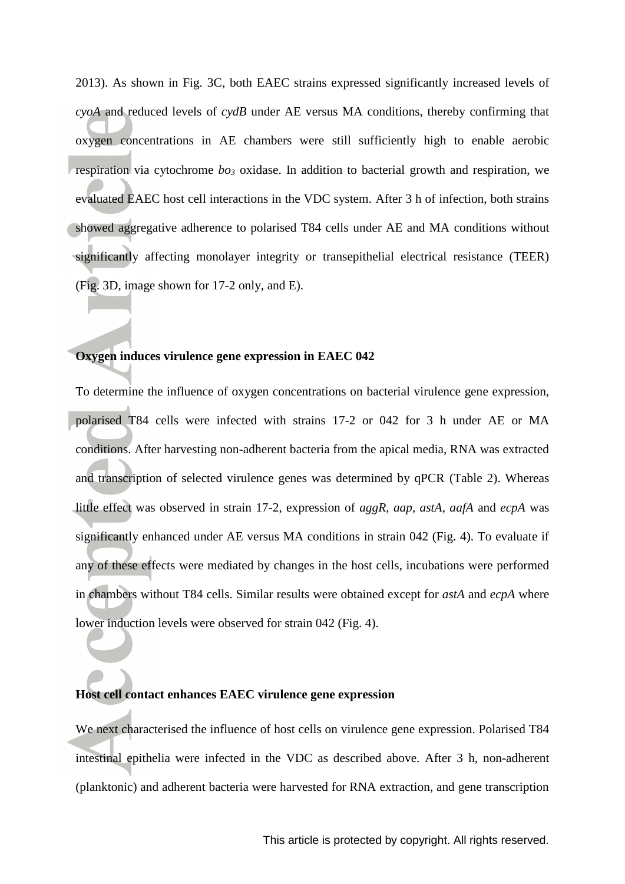2013). As shown in Fig. 3C, both EAEC strains expressed significantly increased levels of *cyoA* and reduced levels of *cydB* under AE versus MA conditions, thereby confirming that oxygen concentrations in AE chambers were still sufficiently high to enable aerobic respiration via cytochrome $bo_3$ oxidase. In addition to bacterial growth and respiration, we evaluated EAEC host cell interactions in the VDC system. After 3 h of infection, both strains showed aggregative adherence to polarised T84 cells under AE and MA conditions without significantly affecting monolayer integrity or transepithelial electrical resistance (TEER) (Fig. 3D, image shown for 17-2 only, and E).

**Oxygen induces virulence gene expression in EAEC 042**

To determine the influence of oxygen concentrations on bacterial virulence gene expression, polarised T84 cells were infected with strains 17-2 or 042 for 3 h under AE or MA conditions. After harvesting non-adherent bacteria from the apical media, RNA was extracted and transcription of selected virulence genes was determined by qPCR (Table 2). Whereas little effect was observed in strain 17-2, expression of *aggR*, *aap*, *astA*, *aafA* and *ecpA* was significantly enhanced under AE versus MA conditions in strain 042 (Fig. 4). To evaluate if any of these effects were mediated by changes in the host cells, incubations were performed in chambers without T84 cells. Similar results were obtained except for *astA* and *ecpA* where lower induction levels were observed for strain 042 (Fig. 4).

**Host cell contact enhances EAEC virulence gene expression**

We next characterised the influence of host cells on virulence gene expression. Polarised T84 intestinal epithelia were infected in the VDC as described above. After 3 h, non-adherent (planktonic) and adherent bacteria were harvested for RNA extraction, and gene transcription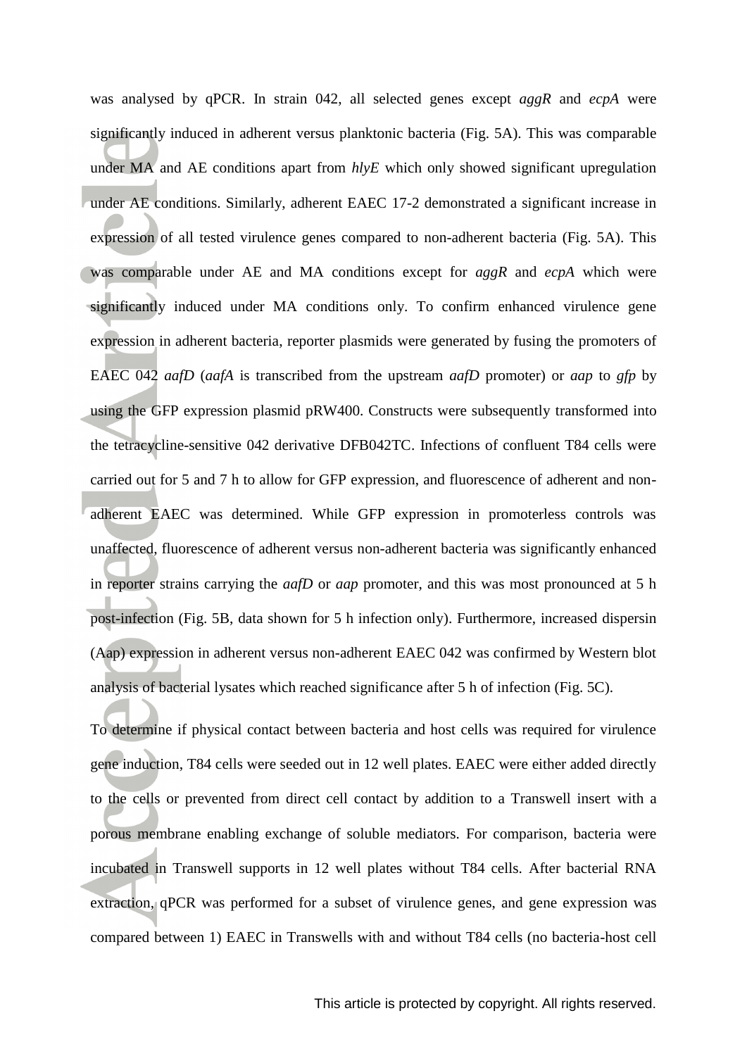was analysed by qPCR. In strain 042, all selected genes except *aggR* and *ecpA* were significantly induced in adherent versus planktonic bacteria (Fig. 5A). This was comparable under MA and AE conditions apart from *hlyE* which only showed significant upregulation under AE conditions. Similarly, adherent EAEC 17-2 demonstrated a significant increase in expression of all tested virulence genes compared to non-adherent bacteria (Fig. 5A). This was comparable under AE and MA conditions except for *aggR* and *ecpA* which were significantly induced under MA conditions only. To confirm enhanced virulence gene expression in adherent bacteria, reporter plasmids were generated by fusing the promoters of EAEC 042 *aafD* (*aafA* is transcribed from the upstream *aafD* promoter) or *aap* to *gfp* by using the GFP expression plasmid pRW400. Constructs were subsequently transformed into the tetracycline-sensitive 042 derivative DFB042TC. Infections of confluent T84 cells were carried out for 5 and 7 h to allow for GFP expression, and fluorescence of adherent and non-adherent EAEC was determined. While GFP expression in promoterless controls was unaffected, fluorescence of adherent versus non-adherent bacteria was significantly enhanced in reporter strains carrying the *aafD* or *aap* promoter, and this was most pronounced at 5 h post-infection (Fig. 5B, data shown for 5 h infection only). Furthermore, increased dispersin (Aap) expression in adherent versus non-adherent EAEC 042 was confirmed by Western blot analysis of bacterial lysates which reached significance after 5 h of infection (Fig. 5C).

To determine if physical contact between bacteria and host cells was required for virulence gene induction, T84 cells were seeded out in 12 well plates. EAEC were either added directly to the cells or prevented from direct cell contact by addition to a Transwell insert with a porous membrane enabling exchange of soluble mediators. For comparison, bacteria were incubated in Transwell supports in 12 well plates without T84 cells. After bacterial RNA extraction, qPCR was performed for a subset of virulence genes, and gene expression was compared between 1) EAEC in Transwells with and without T84 cells (no bacteria-host cell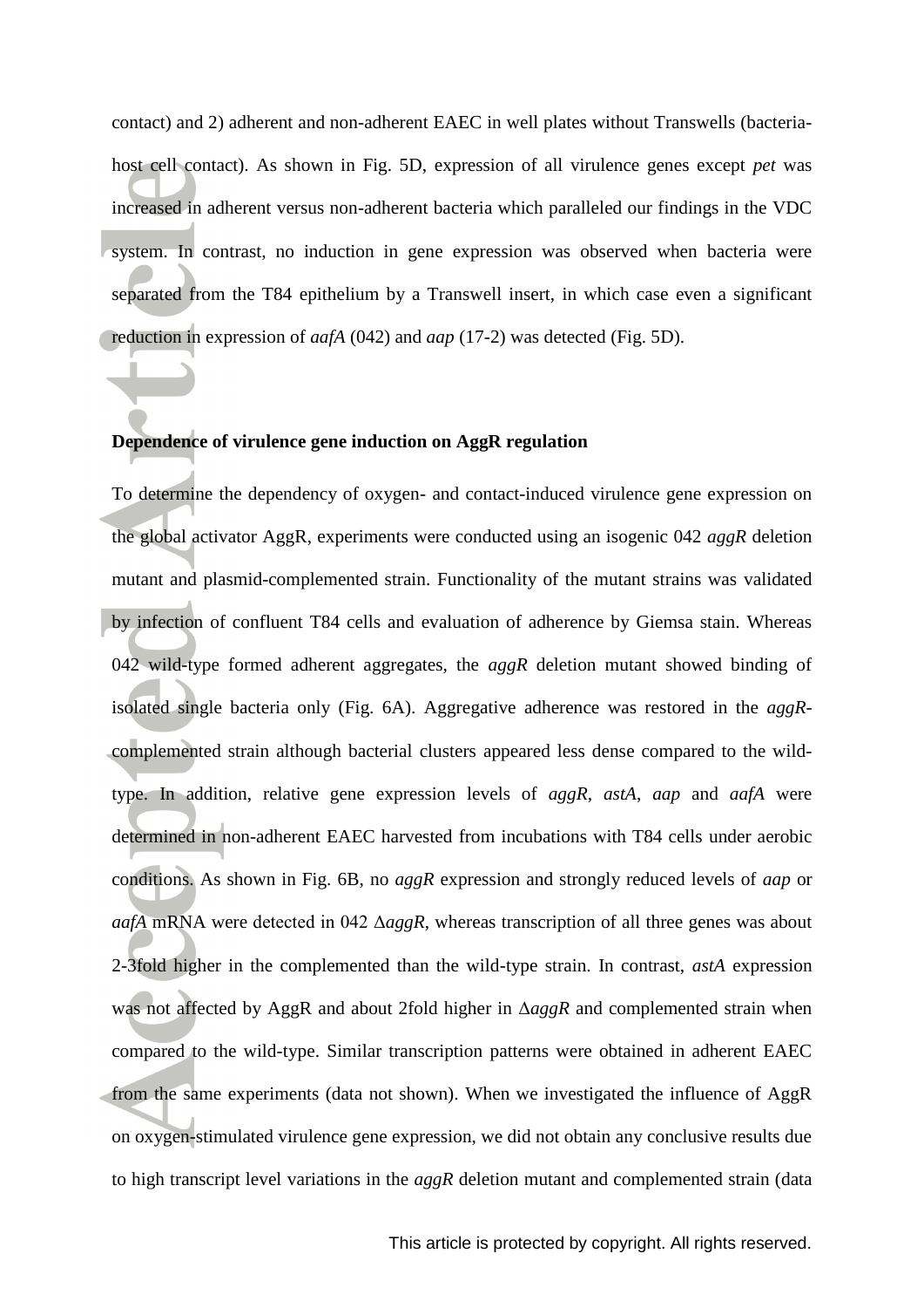contact) and 2) adherent and non-adherent EAEC in well plates without Transwells (bacteria-host cell contact). As shown in Fig. 5D, expression of all virulence genes except *pet* was increased in adherent versus non-adherent bacteria which paralleled our findings in the VDC system. In contrast, no induction in gene expression was observed when bacteria were separated from the T84 epithelium by a Transwell insert, in which case even a significant reduction in expression of *aafA* (042) and *aap* (17-2) was detected (Fig. 5D).

**Dependence of virulence gene induction on AggR regulation**

To determine the dependency of oxygen- and contact-induced virulence gene expression on the global activator AggR, experiments were conducted using an isogenic 042 *aggR* deletion mutant and plasmid-complemented strain. Functionality of the mutant strains was validated by infection of confluent T84 cells and evaluation of adherence by Giemsa stain. Whereas 042 wild-type formed adherent aggregates, the *aggR* deletion mutant showed binding of isolated single bacteria only (Fig. 6A). Aggregative adherence was restored in the *aggR*-complemented strain although bacterial clusters appeared less dense compared to the wild-type. In addition, relative gene expression levels of *aggR*, *astA*, *aap* and *aafA* were determined in non-adherent EAEC harvested from incubations with T84 cells under aerobic conditions. As shown in Fig. 6B, no *aggR* expression and strongly reduced levels of *aap* or *aafA* mRNA were detected in 042 Δ*aggR*, whereas transcription of all three genes was about 2-3fold higher in the complemented than the wild-type strain. In contrast, *astA* expression was not affected by AggR and about 2fold higher in Δ*aggR* and complemented strain when compared to the wild-type. Similar transcription patterns were obtained in adherent EAEC from the same experiments (data not shown). When we investigated the influence of AggR on oxygen-stimulated virulence gene expression, we did not obtain any conclusive results due to high transcript level variations in the *aggR* deletion mutant and complemented strain (data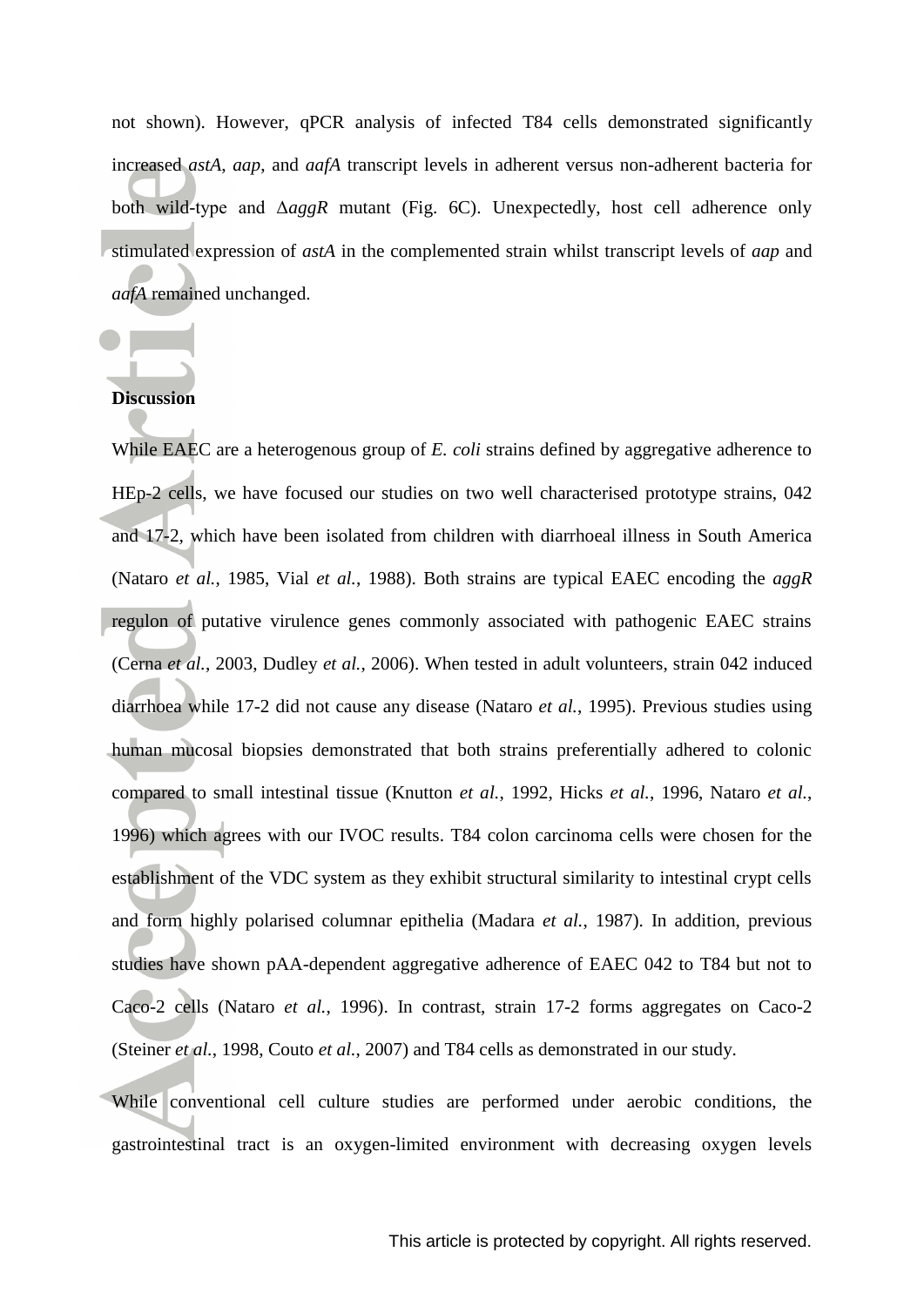not shown). However, qPCR analysis of infected T84 cells demonstrated significantly increased *astA*, *aap*, and *aafA* transcript levels in adherent versus non-adherent bacteria for both wild-type and Δ*aggR* mutant (Fig. 6C). Unexpectedly, host cell adherence only stimulated expression of *astA* in the complemented strain whilst transcript levels of *aap* and *aafA* remained unchanged.

## Discussion

While EAEC are a heterogenous group of *E. coli* strains defined by aggregative adherence to HEp-2 cells, we have focused our studies on two well characterised prototype strains, 042 and 17-2, which have been isolated from children with diarrhoeal illness in South America (Nataro *et al.*, 1985, Vial *et al.*, 1988). Both strains are typical EAEC encoding the *aggR* regulon of putative virulence genes commonly associated with pathogenic EAEC strains (Cerna *et al.*, 2003, Dudley *et al.*, 2006). When tested in adult volunteers, strain 042 induced diarrhoea while 17-2 did not cause any disease (Nataro *et al.*, 1995). Previous studies using human mucosal biopsies demonstrated that both strains preferentially adhered to colonic compared to small intestinal tissue (Knutton *et al.*, 1992, Hicks *et al.*, 1996, Nataro *et al.*, 1996) which agrees with our IVOC results. T84 colon carcinoma cells were chosen for the establishment of the VDC system as they exhibit structural similarity to intestinal crypt cells and form highly polarised columnar epithelia (Madara *et al.*, 1987). In addition, previous studies have shown pAA-dependent aggregative adherence of EAEC 042 to T84 but not to Caco-2 cells (Nataro *et al.*, 1996). In contrast, strain 17-2 forms aggregates on Caco-2 (Steiner *et al.*, 1998, Couto *et al.*, 2007) and T84 cells as demonstrated in our study.

While conventional cell culture studies are performed under aerobic conditions, the gastrointestinal tract is an oxygen-limited environment with decreasing oxygen levels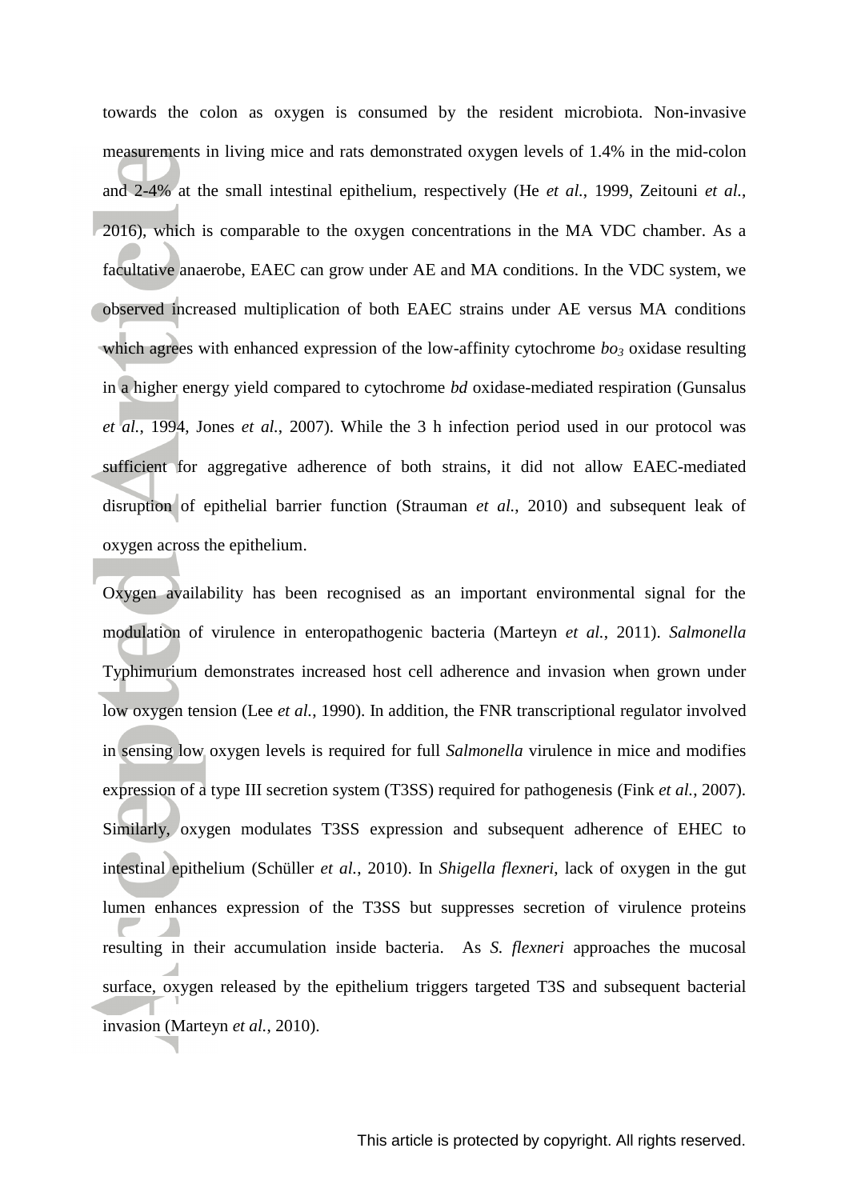towards the colon as oxygen is consumed by the resident microbiota. Non-invasive measurements in living mice and rats demonstrated oxygen levels of 1.4% in the mid-colon and 2-4% at the small intestinal epithelium, respectively (He *et al.*, 1999, Zeitouni *et al.*, 2016), which is comparable to the oxygen concentrations in the MA VDC chamber. As a facultative anaerobe, EAEC can grow under AE and MA conditions. In the VDC system, we observed increased multiplication of both EAEC strains under AE versus MA conditions which agrees with enhanced expression of the low-affinity cytochrome $bo_3$ oxidase resulting in a higher energy yield compared to cytochrome *bd* oxidase-mediated respiration (Gunsalus *et al.*, 1994, Jones *et al.*, 2007). While the 3 h infection period used in our protocol was sufficient for aggregative adherence of both strains, it did not allow EAEC-mediated disruption of epithelial barrier function (Strauman *et al.*, 2010) and subsequent leak of oxygen across the epithelium.

Oxygen availability has been recognised as an important environmental signal for the modulation of virulence in enteropathogenic bacteria (Marteyn *et al.*, 2011). *Salmonella* Typhimurium demonstrates increased host cell adherence and invasion when grown under low oxygen tension (Lee *et al.*, 1990). In addition, the FNR transcriptional regulator involved in sensing low oxygen levels is required for full *Salmonella* virulence in mice and modifies expression of a type III secretion system (T3SS) required for pathogenesis (Fink *et al.*, 2007). Similarly, oxygen modulates T3SS expression and subsequent adherence of EHEC to intestinal epithelium (Schüller *et al.*, 2010). In *Shigella flexneri*, lack of oxygen in the gut lumen enhances expression of the T3SS but suppresses secretion of virulence proteins resulting in their accumulation inside bacteria. As *S. flexneri* approaches the mucosal surface, oxygen released by the epithelium triggers targeted T3S and subsequent bacterial invasion (Marteyn *et al.*, 2010).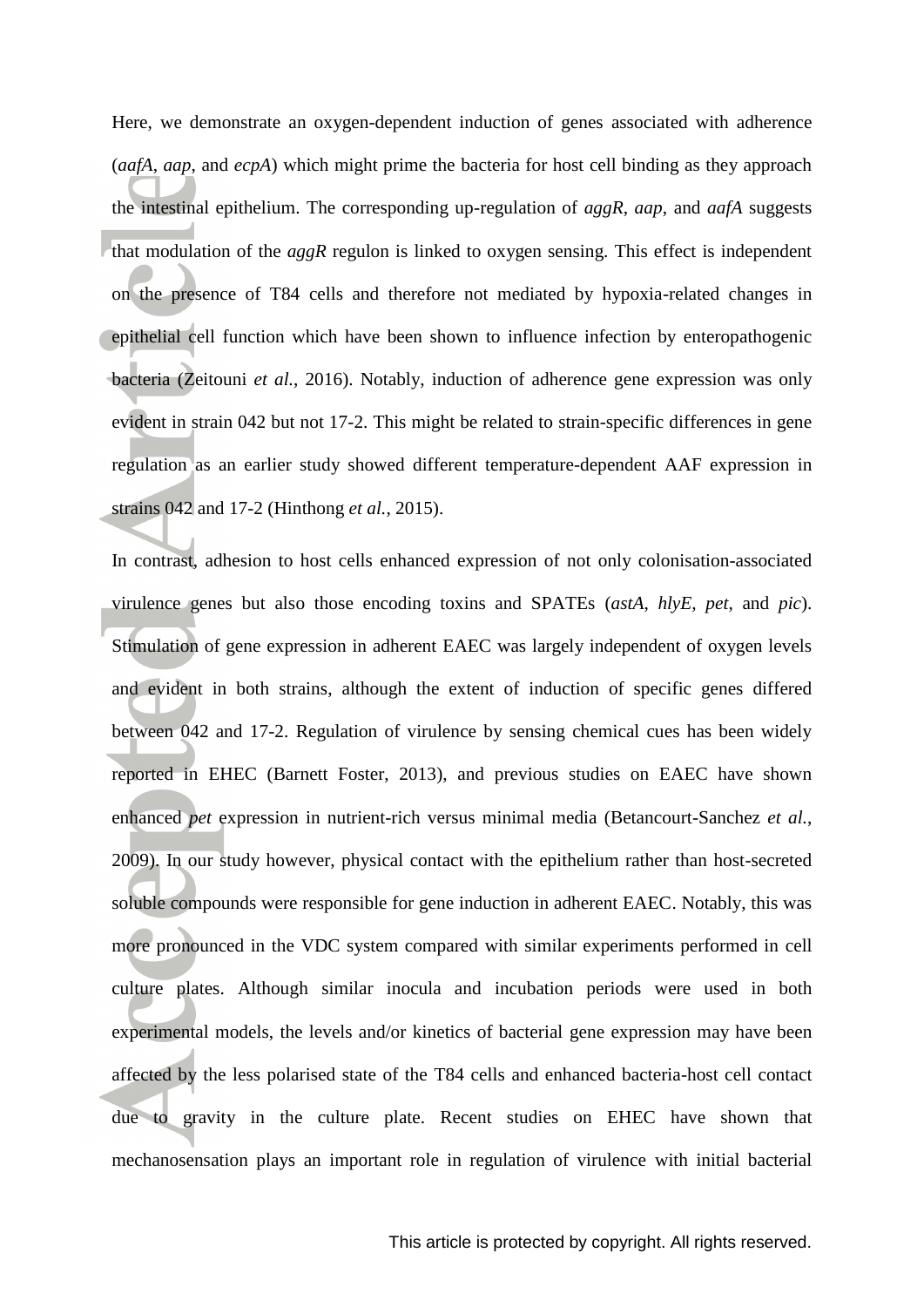Here, we demonstrate an oxygen-dependent induction of genes associated with adherence (*aafA*, *aap*, and *ecpA*) which might prime the bacteria for host cell binding as they approach the intestinal epithelium. The corresponding up-regulation of *aggR*, *aap*, and *aafA* suggests that modulation of the *aggR* regulon is linked to oxygen sensing. This effect is independent on the presence of T84 cells and therefore not mediated by hypoxia-related changes in epithelial cell function which have been shown to influence infection by enteropathogenic bacteria (Zeitouni *et al.*, 2016). Notably, induction of adherence gene expression was only evident in strain 042 but not 17-2. This might be related to strain-specific differences in gene regulation as an earlier study showed different temperature-dependent AAF expression in strains 042 and 17-2 (Hinthong *et al.*, 2015).

In contrast, adhesion to host cells enhanced expression of not only colonisation-associated virulence genes but also those encoding toxins and SPATEs (*astA*, *hlyE*, *pet*, and *pic*). Stimulation of gene expression in adherent EAEC was largely independent of oxygen levels and evident in both strains, although the extent of induction of specific genes differed between 042 and 17-2. Regulation of virulence by sensing chemical cues has been widely reported in EHEC (Barnett Foster, 2013), and previous studies on EAEC have shown enhanced *pet* expression in nutrient-rich versus minimal media (Betancourt-Sanchez *et al.*, 2009). In our study however, physical contact with the epithelium rather than host-secreted soluble compounds were responsible for gene induction in adherent EAEC. Notably, this was more pronounced in the VDC system compared with similar experiments performed in cell culture plates. Although similar inocula and incubation periods were used in both experimental models, the levels and/or kinetics of bacterial gene expression may have been affected by the less polarised state of the T84 cells and enhanced bacteria-host cell contact due to gravity in the culture plate. Recent studies on EHEC have shown that mechanosensation plays an important role in regulation of virulence with initial bacterial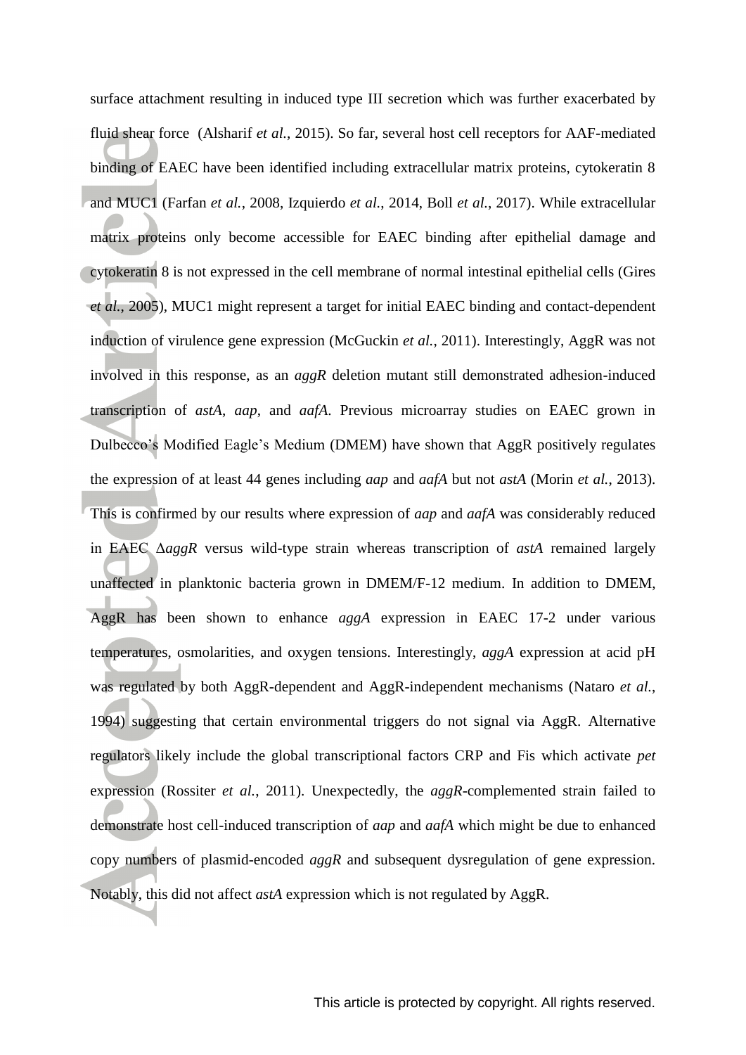surface attachment resulting in induced type III secretion which was further exacerbated by fluid shear force (Alsharif *et al.*, 2015). So far, several host cell receptors for AAF-mediated binding of EAEC have been identified including extracellular matrix proteins, cytokeratin 8 and MUC1 (Farfan *et al.*, 2008, Izquierdo *et al.*, 2014, Boll *et al.*, 2017). While extracellular matrix proteins only become accessible for EAEC binding after epithelial damage and cytokeratin 8 is not expressed in the cell membrane of normal intestinal epithelial cells (Gires *et al.*, 2005), MUC1 might represent a target for initial EAEC binding and contact-dependent induction of virulence gene expression (McGuckin *et al.*, 2011). Interestingly, AggR was not involved in this response, as an *aggR* deletion mutant still demonstrated adhesion-induced transcription of *astA*, *aap*, and *aafA*. Previous microarray studies on EAEC grown in Dulbecco's Modified Eagle's Medium (DMEM) have shown that AggR positively regulates the expression of at least 44 genes including *aap* and *aafA* but not *astA* (Morin *et al.*, 2013). This is confirmed by our results where expression of *aap* and *aafA* was considerably reduced in EAEC Δ*aggR* versus wild-type strain whereas transcription of *astA* remained largely unaffected in planktonic bacteria grown in DMEM/F-12 medium. In addition to DMEM, AggR has been shown to enhance *aggA* expression in EAEC 17-2 under various temperatures, osmolarities, and oxygen tensions. Interestingly, *aggA* expression at acid pH was regulated by both AggR-dependent and AggR-independent mechanisms (Nataro *et al.*, 1994) suggesting that certain environmental triggers do not signal via AggR. Alternative regulators likely include the global transcriptional factors CRP and Fis which activate *pet* expression (Rossiter *et al.*, 2011). Unexpectedly, the *aggR*-complemented strain failed to demonstrate host cell-induced transcription of *aap* and *aafA* which might be due to enhanced copy numbers of plasmid-encoded *aggR* and subsequent dysregulation of gene expression. Notably, this did not affect *astA* expression which is not regulated by AggR.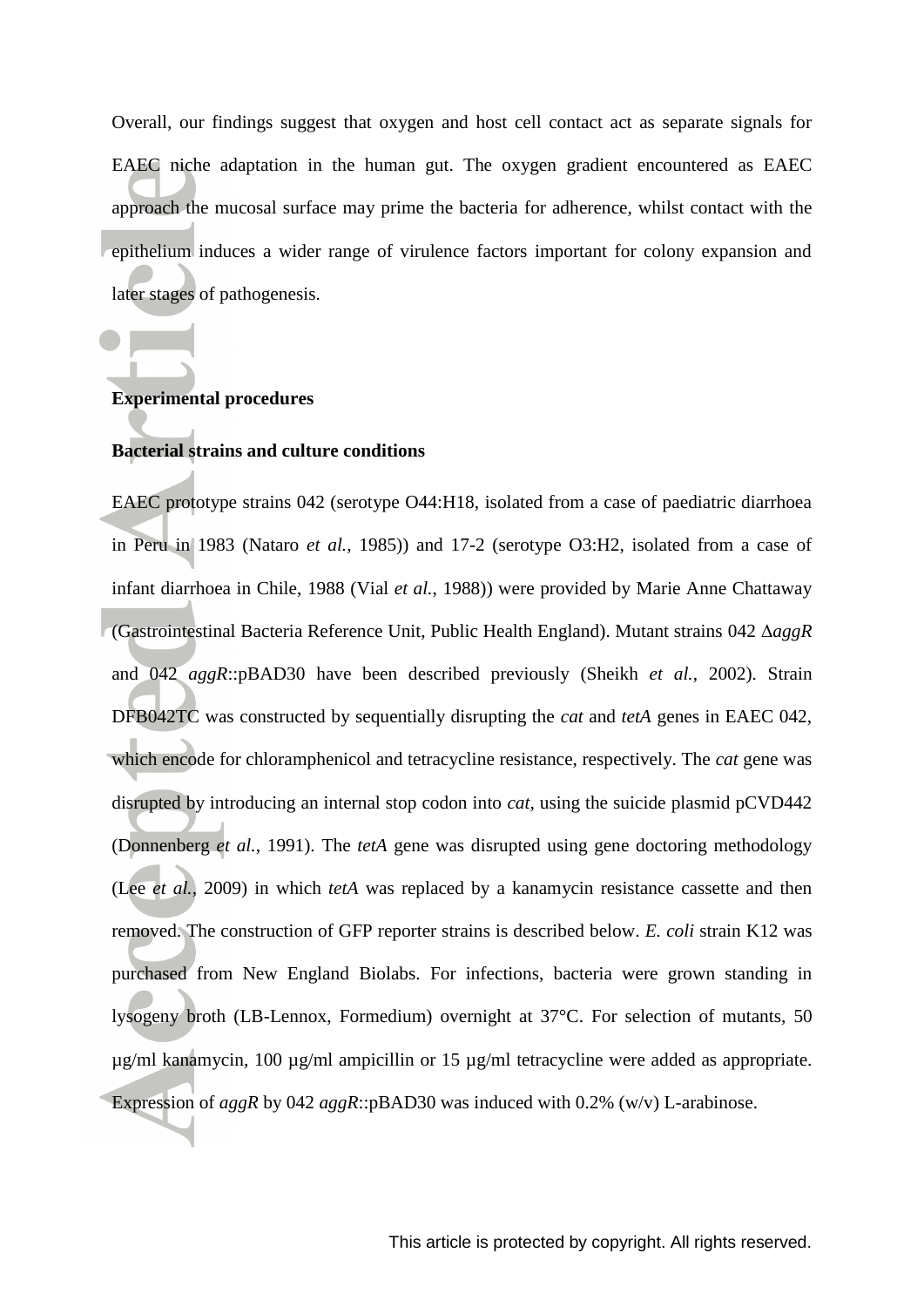Overall, our findings suggest that oxygen and host cell contact act as separate signals for EAEC niche adaptation in the human gut. The oxygen gradient encountered as EAEC approach the mucosal surface may prime the bacteria for adherence, whilst contact with the epithelium induces a wider range of virulence factors important for colony expansion and later stages of pathogenesis.

## Experimental procedures

### Bacterial strains and culture conditions

EAEC prototype strains 042 (serotype O44:H18, isolated from a case of paediatric diarrhoea in Peru in 1983 (Nataro *et al.*, 1985)) and 17-2 (serotype O3:H2, isolated from a case of infant diarrhoea in Chile, 1988 (Vial *et al.*, 1988)) were provided by Marie Anne Chattaway (Gastrointestinal Bacteria Reference Unit, Public Health England). Mutant strains 042 Δ*aggR* and 042 *aggR*::pBAD30 have been described previously (Sheikh *et al.*, 2002). Strain DFB042TC was constructed by sequentially disrupting the *cat* and *tetA* genes in EAEC 042, which encode for chloramphenicol and tetracycline resistance, respectively. The *cat* gene was disrupted by introducing an internal stop codon into *cat*, using the suicide plasmid pCVD442 (Donnenberg *et al.*, 1991). The *tetA* gene was disrupted using gene doctoring methodology (Lee *et al.*, 2009) in which *tetA* was replaced by a kanamycin resistance cassette and then removed. The construction of GFP reporter strains is described below. *E. coli* strain K12 was purchased from New England Biolabs. For infections, bacteria were grown standing in lysogeny broth (LB-Lennox, Formedium) overnight at 37°C. For selection of mutants, 50 µg/ml kanamycin, 100 µg/ml ampicillin or 15 µg/ml tetracycline were added as appropriate. Expression of *aggR* by 042 *aggR*::pBAD30 was induced with 0.2% (w/v) L-arabinose.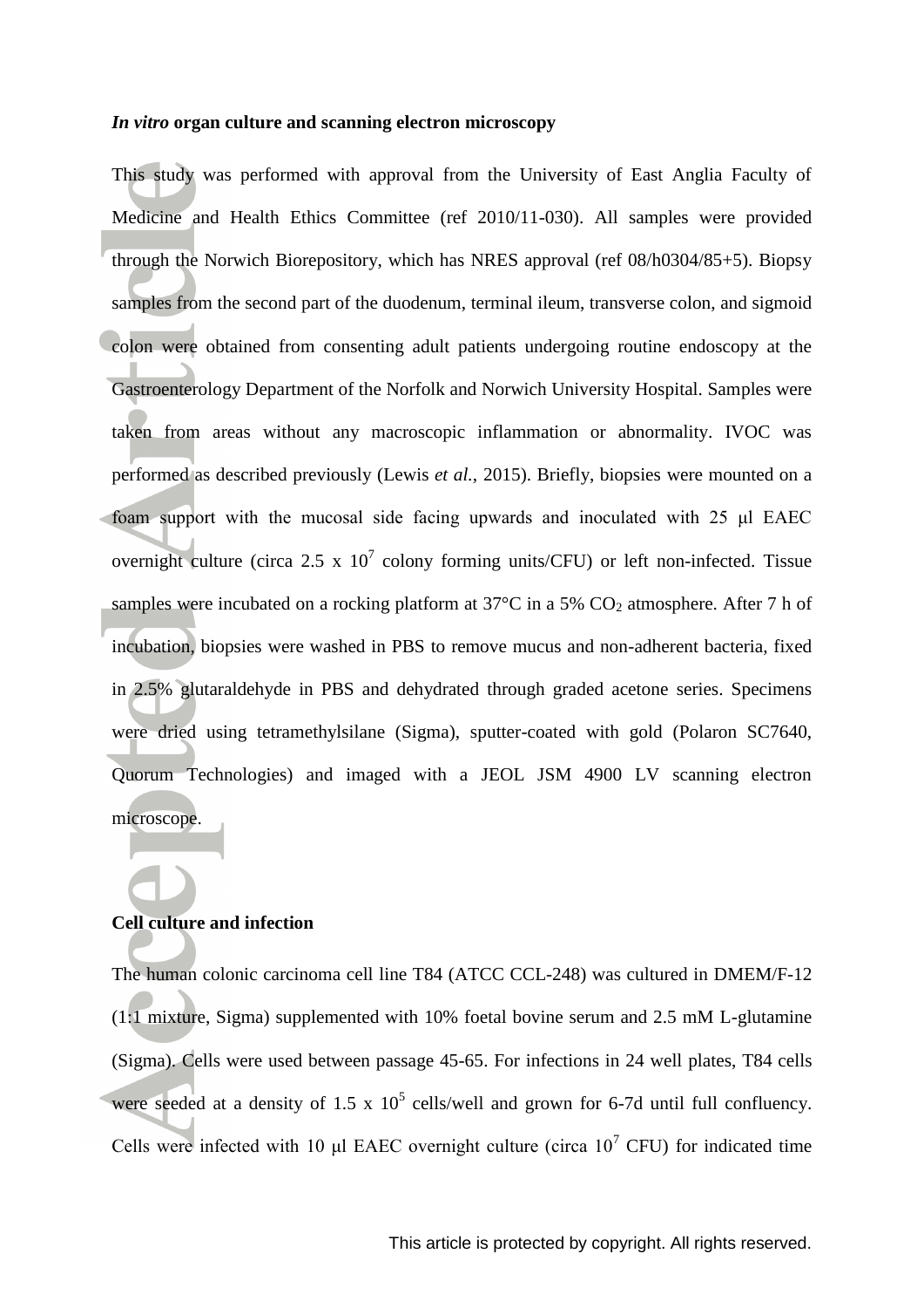### *In vitro* organ culture and scanning electron microscopy

This study was performed with approval from the University of East Anglia Faculty of Medicine and Health Ethics Committee (ref 2010/11-030). All samples were provided through the Norwich Biorepository, which has NRES approval (ref 08/h0304/85+5). Biopsy samples from the second part of the duodenum, terminal ileum, transverse colon, and sigmoid colon were obtained from consenting adult patients undergoing routine endoscopy at the Gastroenterology Department of the Norfolk and Norwich University Hospital. Samples were taken from areas without any macroscopic inflammation or abnormality. IVOC was performed as described previously (Lewis *et al.*, 2015). Briefly, biopsies were mounted on a foam support with the mucosal side facing upwards and inoculated with 25 μl EAEC overnight culture (circa 2.5 x $10^7$ colony forming units/CFU) or left non-infected. Tissue samples were incubated on a rocking platform at 37°C in a 5% $CO_2$ atmosphere. After 7 h of incubation, biopsies were washed in PBS to remove mucus and non-adherent bacteria, fixed in 2.5% glutaraldehyde in PBS and dehydrated through graded acetone series. Specimens were dried using tetramethylsilane (Sigma), sputter-coated with gold (Polaron SC7640, Quorum Technologies) and imaged with a JEOL JSM 4900 LV scanning electron microscope.

### Cell culture and infection

The human colonic carcinoma cell line T84 (ATCC CCL-248) was cultured in DMEM/F-12 (1:1 mixture, Sigma) supplemented with 10% foetal bovine serum and 2.5 mM L-glutamine (Sigma). Cells were used between passage 45-65. For infections in 24 well plates, T84 cells were seeded at a density of 1.5 x $10^5$ cells/well and grown for 6-7d until full confluency. Cells were infected with 10 μl EAEC overnight culture (circa $10^7$ CFU) for indicated time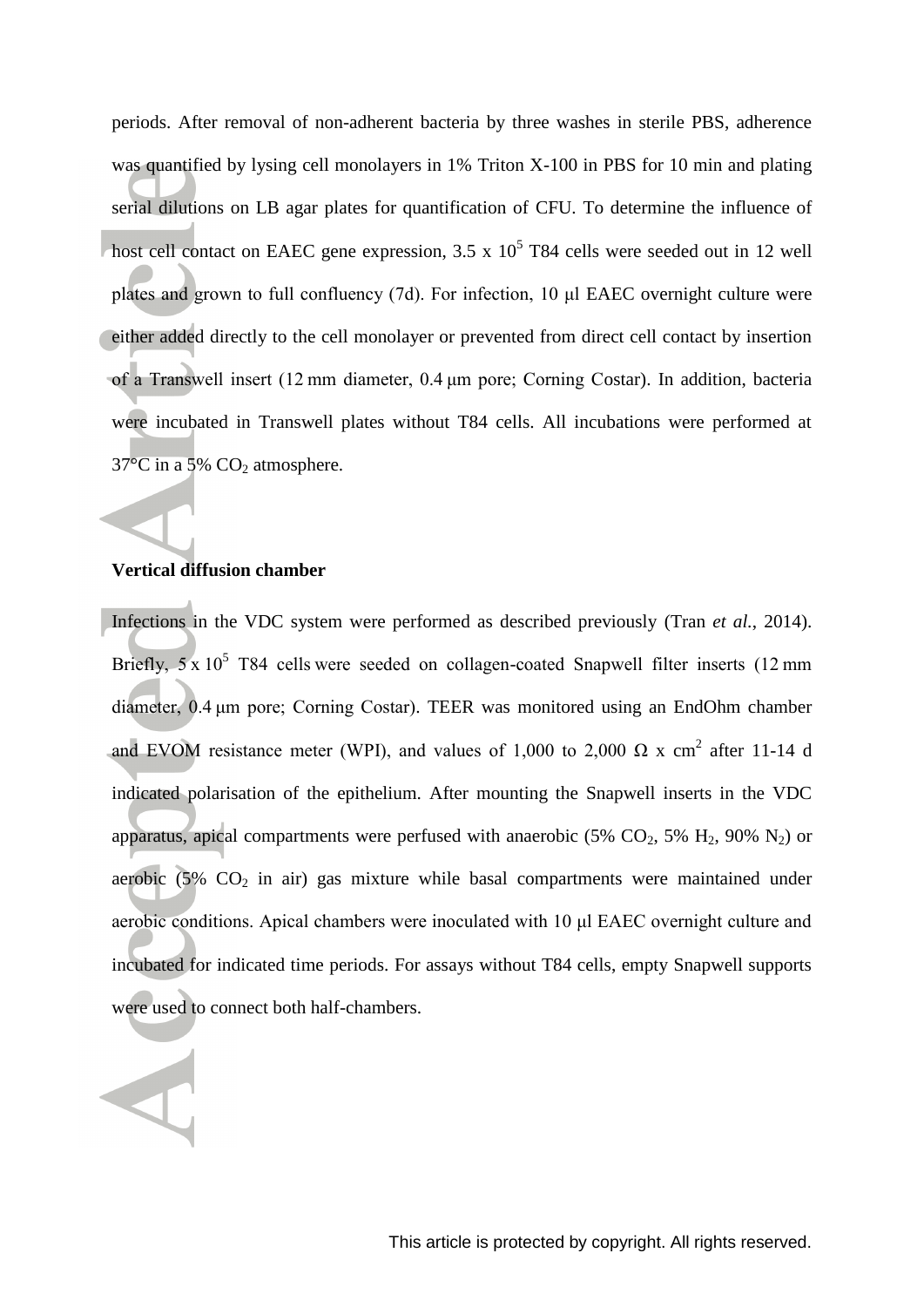periods. After removal of non-adherent bacteria by three washes in sterile PBS, adherence was quantified by lysing cell monolayers in 1% Triton X-100 in PBS for 10 min and plating serial dilutions on LB agar plates for quantification of CFU. To determine the influence of host cell contact on EAEC gene expression, 3.5 x $10^5$ T84 cells were seeded out in 12 well plates and grown to full confluency (7d). For infection, 10 µl EAEC overnight culture were either added directly to the cell monolayer or prevented from direct cell contact by insertion of a Transwell insert (12 mm diameter, 0.4 µm pore; Corning Costar). In addition, bacteria were incubated in Transwell plates without T84 cells. All incubations were performed at 37°C in a 5% $CO_2$ atmosphere.

### Vertical diffusion chamber

Infections in the VDC system were performed as described previously (Tran *et al.*, 2014). Briefly, 5 x $10^5$ T84 cells were seeded on collagen-coated Snapwell filter inserts (12 mm diameter, 0.4 µm pore; Corning Costar). TEER was monitored using an EndOhm chamber and EVOM resistance meter (WPI), and values of 1,000 to 2,000 Ω x $cm^2$ after 11-14 d indicated polarisation of the epithelium. After mounting the Snapwell inserts in the VDC apparatus, apical compartments were perfused with anaerobic (5% $CO_2$, 5% $H_2$, 90% $N_2$) or aerobic (5% $CO_2$ in air) gas mixture while basal compartments were maintained under aerobic conditions. Apical chambers were inoculated with 10 µl EAEC overnight culture and incubated for indicated time periods. For assays without T84 cells, empty Snapwell supports were used to connect both half-chambers.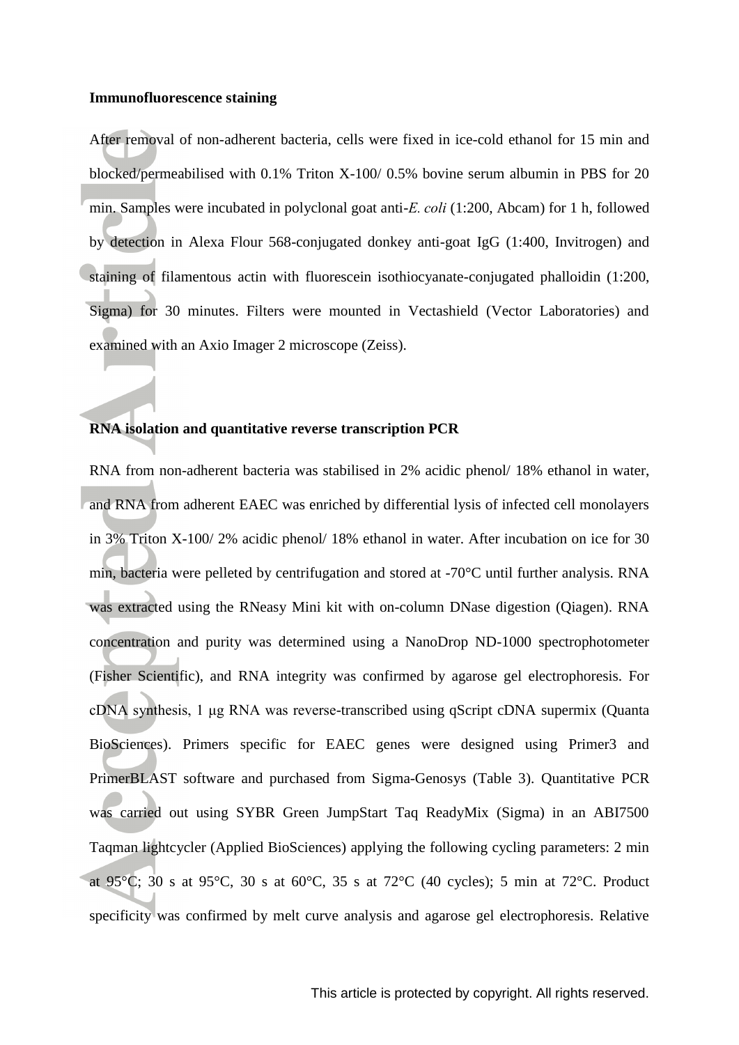**Immunofluorescence staining**

After removal of non-adherent bacteria, cells were fixed in ice-cold ethanol for 15 min and blocked/permeabilised with 0.1% Triton X-100/ 0.5% bovine serum albumin in PBS for 20 min. Samples were incubated in polyclonal goat anti-*E. coli* (1:200, Abcam) for 1 h, followed by detection in Alexa Flour 568-conjugated donkey anti-goat IgG (1:400, Invitrogen) and staining of filamentous actin with fluorescein isothiocyanate-conjugated phalloidin (1:200, Sigma) for 30 minutes. Filters were mounted in Vectashield (Vector Laboratories) and examined with an Axio Imager 2 microscope (Zeiss).

**RNA isolation and quantitative reverse transcription PCR**

RNA from non-adherent bacteria was stabilised in 2% acidic phenol/ 18% ethanol in water, and RNA from adherent EAEC was enriched by differential lysis of infected cell monolayers in 3% Triton X-100/ 2% acidic phenol/ 18% ethanol in water. After incubation on ice for 30 min, bacteria were pelleted by centrifugation and stored at -70°C until further analysis. RNA was extracted using the RNeasy Mini kit with on-column DNase digestion (Qiagen). RNA concentration and purity was determined using a NanoDrop ND-1000 spectrophotometer (Fisher Scientific), and RNA integrity was confirmed by agarose gel electrophoresis. For cDNA synthesis, 1 μg RNA was reverse-transcribed using qScript cDNA supermix (Quanta BioSciences). Primers specific for EAEC genes were designed using Primer3 and PrimerBLAST software and purchased from Sigma-Genosys (Table 3). Quantitative PCR was carried out using SYBR Green JumpStart Taq ReadyMix (Sigma) in an ABI7500 Taqman lightcycler (Applied BioSciences) applying the following cycling parameters: 2 min at 95°C; 30 s at 95°C, 30 s at 60°C, 35 s at 72°C (40 cycles); 5 min at 72°C. Product specificity was confirmed by melt curve analysis and agarose gel electrophoresis. Relative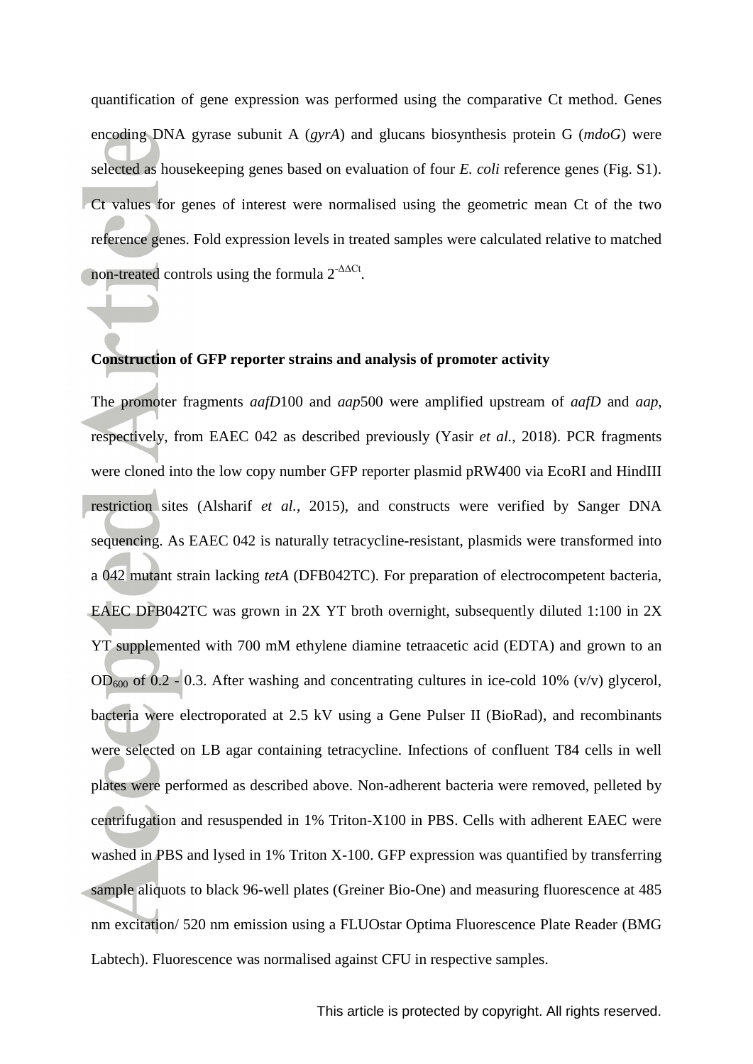quantification of gene expression was performed using the comparative Ct method. Genes encoding DNA gyrase subunit A (*gyrA*) and glucans biosynthesis protein G (*mdoG*) were selected as housekeeping genes based on evaluation of four *E. coli* reference genes (Fig. S1). Ct values for genes of interest were normalised using the geometric mean Ct of the two reference genes. Fold expression levels in treated samples were calculated relative to matched non-treated controls using the formula $2^{-\Delta\Delta Ct}$.

**Construction of GFP reporter strains and analysis of promoter activity**

The promoter fragments *aafD*100 and *aap*500 were amplified upstream of *aafD* and *aap*, respectively, from EAEC 042 as described previously (Yasir *et al.*, 2018). PCR fragments were cloned into the low copy number GFP reporter plasmid pRW400 via EcoRI and HindIII restriction sites (Alsharif *et al.*, 2015), and constructs were verified by Sanger DNA sequencing. As EAEC 042 is naturally tetracycline-resistant, plasmids were transformed into a 042 mutant strain lacking *tetA* (DFB042TC). For preparation of electrocompetent bacteria, EAEC DFB042TC was grown in 2X YT broth overnight, subsequently diluted 1:100 in 2X YT supplemented with 700 mM ethylene diamine tetraacetic acid (EDTA) and grown to an $OD_{600}$ of 0.2 - 0.3. After washing and concentrating cultures in ice-cold 10% (v/v) glycerol, bacteria were electroporated at 2.5 kV using a Gene Pulser II (BioRad), and recombinants were selected on LB agar containing tetracycline. Infections of confluent T84 cells in well plates were performed as described above. Non-adherent bacteria were removed, pelleted by centrifugation and resuspended in 1% Triton-X100 in PBS. Cells with adherent EAEC were washed in PBS and lysed in 1% Triton X-100. GFP expression was quantified by transferring sample aliquots to black 96-well plates (Greiner Bio-One) and measuring fluorescence at 485 nm excitation/ 520 nm emission using a FLUOstar Optima Fluorescence Plate Reader (BMG Labtech). Fluorescence was normalised against CFU in respective samples.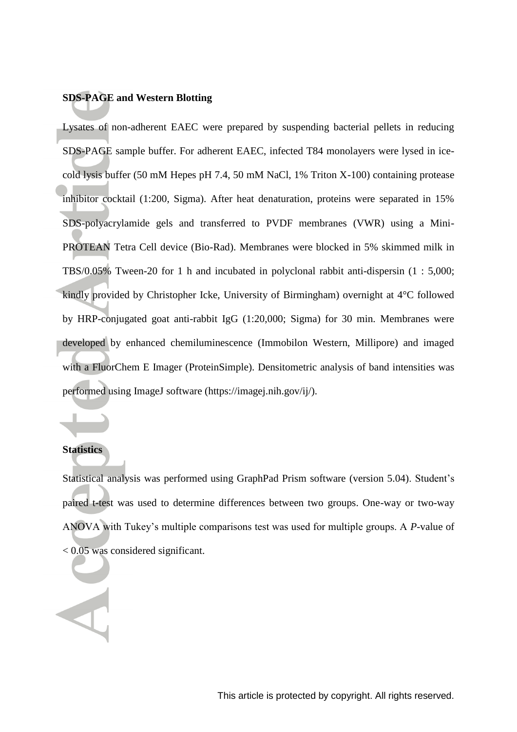**SDS-PAGE and Western Blotting**

Lysates of non-adherent EAEC were prepared by suspending bacterial pellets in reducing SDS-PAGE sample buffer. For adherent EAEC, infected T84 monolayers were lysed in ice-cold lysis buffer (50 mM Hepes pH 7.4, 50 mM NaCl, 1% Triton X-100) containing protease inhibitor cocktail (1:200, Sigma). After heat denaturation, proteins were separated in 15% SDS-polyacrylamide gels and transferred to PVDF membranes (VWR) using a Mini-PROTEAN Tetra Cell device (Bio-Rad). Membranes were blocked in 5% skimmed milk in TBS/0.05% Tween-20 for 1 h and incubated in polyclonal rabbit anti-dispersin (1 : 5,000; kindly provided by Christopher Icke, University of Birmingham) overnight at 4°C followed by HRP-conjugated goat anti-rabbit IgG (1:20,000; Sigma) for 30 min. Membranes were developed by enhanced chemiluminescence (Immobilon Western, Millipore) and imaged with a FluorChem E Imager (ProteinSimple). Densitometric analysis of band intensities was performed using ImageJ software (https://imagej.nih.gov/ij/).

**Statistics**

Statistical analysis was performed using GraphPad Prism software (version 5.04). Student's paired t-test was used to determine differences between two groups. One-way or two-way ANOVA with Tukey's multiple comparisons test was used for multiple groups. A *P*-value of $< 0.05$ was considered significant.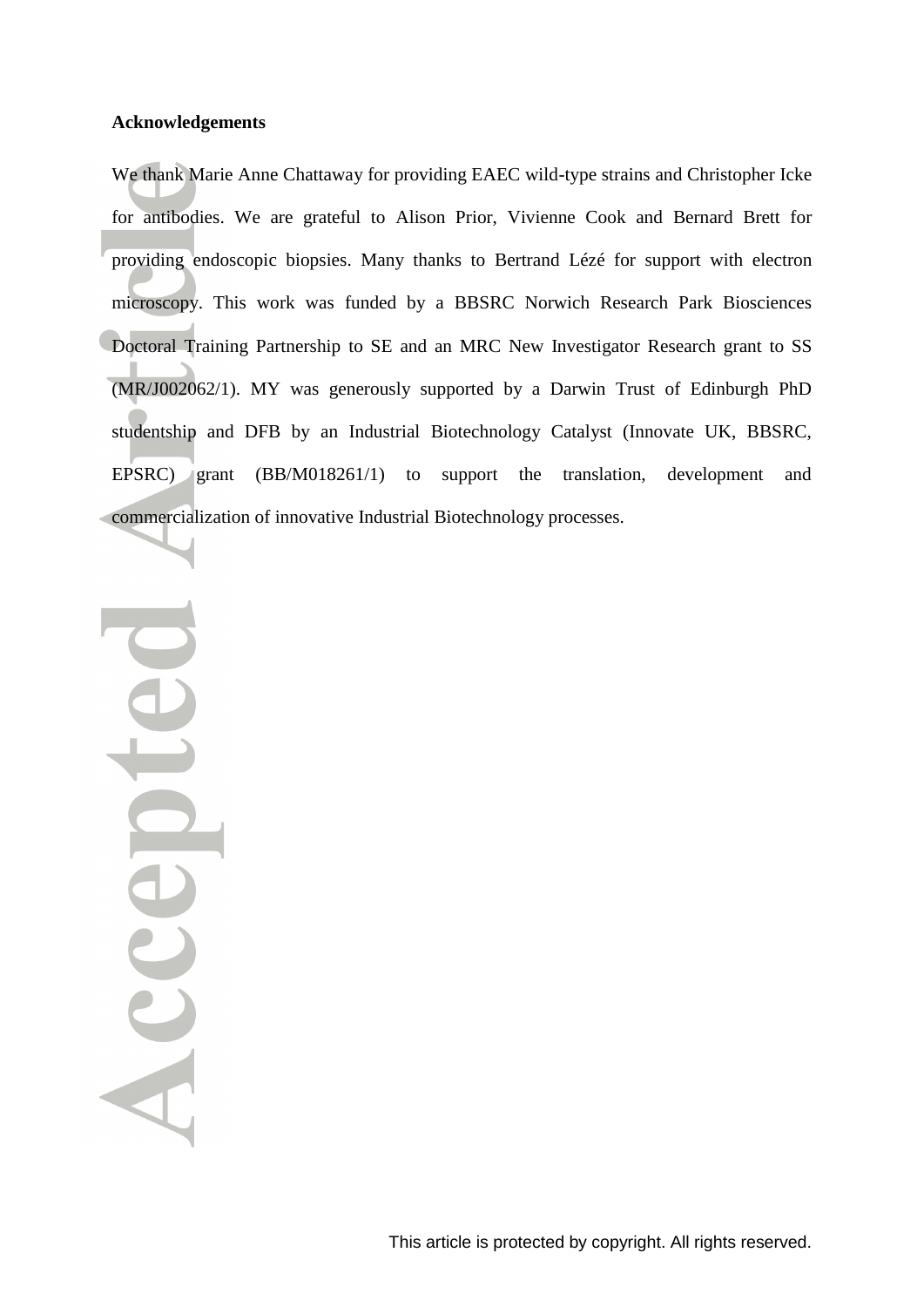**Acknowledgements**

We thank Marie Anne Chattaway for providing EAEC wild-type strains and Christopher Icke for antibodies. We are grateful to Alison Prior, Vivienne Cook and Bernard Brett for providing endoscopic biopsies. Many thanks to Bertrand Lézé for support with electron microscopy. This work was funded by a BBSRC Norwich Research Park Biosciences Doctoral Training Partnership to SE and an MRC New Investigator Research grant to SS (MR/J002062/1). MY was generously supported by a Darwin Trust of Edinburgh PhD studentship and DFB by an Industrial Biotechnology Catalyst (Innovate UK, BBSRC, EPSRC) grant (BB/M018261/1) to support the translation, development and commercialization of innovative Industrial Biotechnology processes.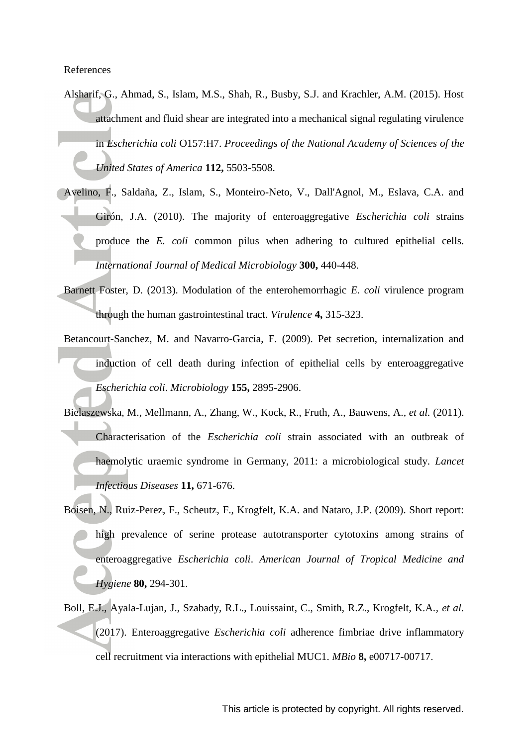References

Alsharif, G., Ahmad, S., Islam, M.S., Shah, R., Busby, S.J. and Krachler, A.M. (2015). Host attachment and fluid shear are integrated into a mechanical signal regulating virulence in *Escherichia coli* O157:H7. *Proceedings of the National Academy of Sciences of the United States of America* **112,** 5503-5508.

Avelino, F., Saldaña, Z., Islam, S., Monteiro-Neto, V., Dall'Agnol, M., Eslava, C.A. and Girón, J.A. (2010). The majority of enteroaggregative *Escherichia coli* strains produce the *E. coli* common pilus when adhering to cultured epithelial cells. *International Journal of Medical Microbiology* **300,** 440-448.

Barnett Foster, D. (2013). Modulation of the enterohemorrhagic *E. coli* virulence program through the human gastrointestinal tract. *Virulence* **4,** 315-323.

Betancourt-Sanchez, M. and Navarro-Garcia, F. (2009). Pet secretion, internalization and induction of cell death during infection of epithelial cells by enteroaggregative *Escherichia coli*. *Microbiology* **155,** 2895-2906.

Bielaszewska, M., Mellmann, A., Zhang, W., Kock, R., Fruth, A., Bauwens, A., *et al.* (2011). Characterisation of the *Escherichia coli* strain associated with an outbreak of haemolytic uraemic syndrome in Germany, 2011: a microbiological study. *Lancet Infectious Diseases* **11,** 671-676.

Boisen, N., Ruiz-Perez, F., Scheutz, F., Krogfelt, K.A. and Nataro, J.P. (2009). Short report: high prevalence of serine protease autotransporter cytotoxins among strains of enteroaggregative *Escherichia coli*. *American Journal of Tropical Medicine and Hygiene* **80,** 294-301.

Boll, E.J., Ayala-Lujan, J., Szabady, R.L., Louissaint, C., Smith, R.Z., Krogfelt, K.A., *et al.* (2017). Enteroaggregative *Escherichia coli* adherence fimbriae drive inflammatory cell recruitment via interactions with epithelial MUC1. *MBio* **8,** e00717-00717.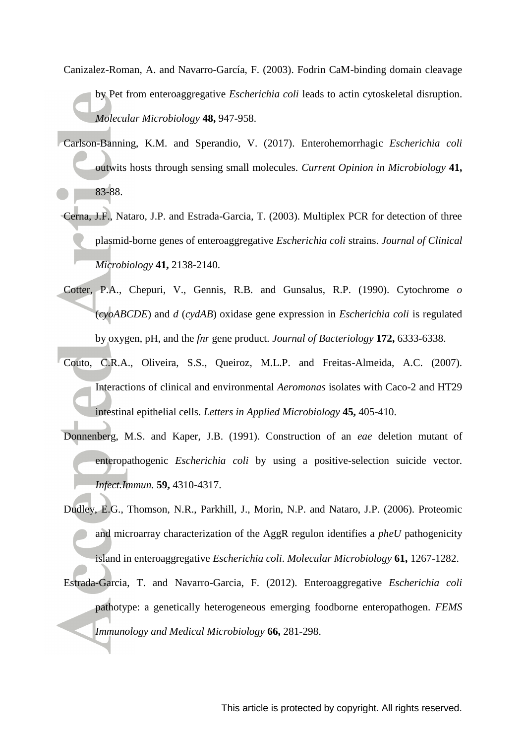Canizalez-Roman, A. and Navarro-García, F. (2003). Fodrin CaM-binding domain cleavage by Pet from enteroaggregative *Escherichia coli* leads to actin cytoskeletal disruption. *Molecular Microbiology* **48,** 947-958.

Carlson-Banning, K.M. and Sperandio, V. (2017). Enterohemorrhagic *Escherichia coli* outwits hosts through sensing small molecules. *Current Opinion in Microbiology* **41,** 83-88.

Cerna, J.F., Nataro, J.P. and Estrada-Garcia, T. (2003). Multiplex PCR for detection of three plasmid-borne genes of enteroaggregative *Escherichia coli* strains. *Journal of Clinical Microbiology* **41,** 2138-2140.

Cotter, P.A., Chepuri, V., Gennis, R.B. and Gunsalus, R.P. (1990). Cytochrome *o* (*cyoABCDE*) and *d* (*cydAB*) oxidase gene expression in *Escherichia coli* is regulated by oxygen, pH, and the *fnr* gene product. *Journal of Bacteriology* **172,** 6333-6338.

Couto, C.R.A., Oliveira, S.S., Queiroz, M.L.P. and Freitas-Almeida, A.C. (2007). Interactions of clinical and environmental *Aeromonas* isolates with Caco-2 and HT29 intestinal epithelial cells. *Letters in Applied Microbiology* **45,** 405-410.

Donnenberg, M.S. and Kaper, J.B. (1991). Construction of an *eae* deletion mutant of enteropathogenic *Escherichia coli* by using a positive-selection suicide vector. *Infect.Immun.* **59,** 4310-4317.

Dudley, E.G., Thomson, N.R., Parkhill, J., Morin, N.P. and Nataro, J.P. (2006). Proteomic and microarray characterization of the AggR regulon identifies a *pheU* pathogenicity island in enteroaggregative *Escherichia coli*. *Molecular Microbiology* **61,** 1267-1282.

Estrada-Garcia, T. and Navarro-Garcia, F. (2012). Enteroaggregative *Escherichia coli* pathotype: a genetically heterogeneous emerging foodborne enteropathogen. *FEMS Immunology and Medical Microbiology* **66,** 281-298.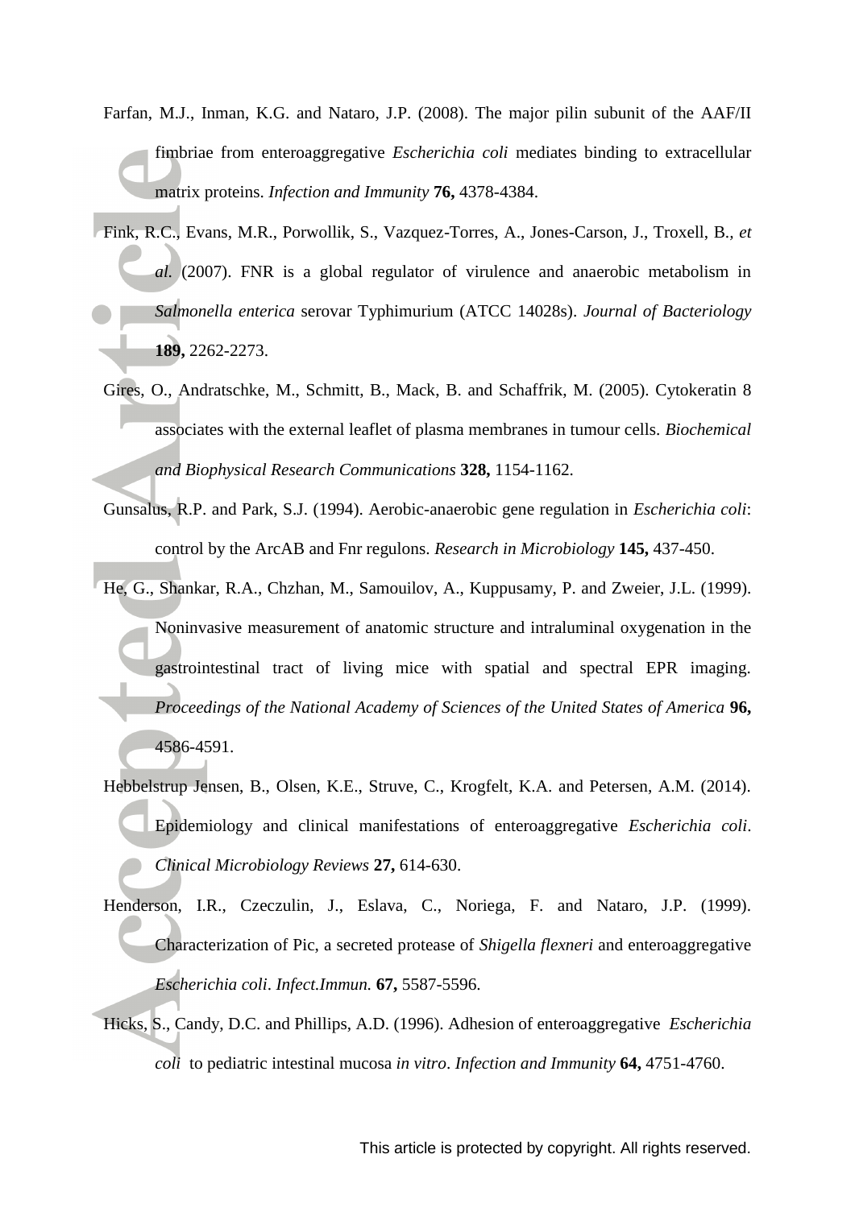Farfan, M.J., Inman, K.G. and Nataro, J.P. (2008). The major pilin subunit of the AAF/II fimbriae from enteroaggregative *Escherichia coli* mediates binding to extracellular matrix proteins. *Infection and Immunity* **76,** 4378-4384.

Fink, R.C., Evans, M.R., Porwollik, S., Vazquez-Torres, A., Jones-Carson, J., Troxell, B., *et al.* (2007). FNR is a global regulator of virulence and anaerobic metabolism in *Salmonella enterica* serovar Typhimurium (ATCC 14028s). *Journal of Bacteriology* **189,** 2262-2273.

Gires, O., Andratschke, M., Schmitt, B., Mack, B. and Schaffrik, M. (2005). Cytokeratin 8 associates with the external leaflet of plasma membranes in tumour cells. *Biochemical and Biophysical Research Communications* **328,** 1154-1162.

Gunsalus, R.P. and Park, S.J. (1994). Aerobic-anaerobic gene regulation in *Escherichia coli*: control by the ArcAB and Fnr regulons. *Research in Microbiology* **145,** 437-450.

He, G., Shankar, R.A., Chzhan, M., Samouilov, A., Kuppusamy, P. and Zweier, J.L. (1999). Noninvasive measurement of anatomic structure and intraluminal oxygenation in the gastrointestinal tract of living mice with spatial and spectral EPR imaging. *Proceedings of the National Academy of Sciences of the United States of America* **96,** 4586-4591.

Hebbelstrup Jensen, B., Olsen, K.E., Struve, C., Krogfelt, K.A. and Petersen, A.M. (2014). Epidemiology and clinical manifestations of enteroaggregative *Escherichia coli*. *Clinical Microbiology Reviews* **27,** 614-630.

Henderson, I.R., Czeczulin, J., Eslava, C., Noriega, F. and Nataro, J.P. (1999). Characterization of Pic, a secreted protease of *Shigella flexneri* and enteroaggregative *Escherichia coli*. *Infect.Immun.* **67,** 5587-5596.

Hicks, S., Candy, D.C. and Phillips, A.D. (1996). Adhesion of enteroaggregative *Escherichia coli* to pediatric intestinal mucosa *in vitro*. *Infection and Immunity* **64,** 4751-4760.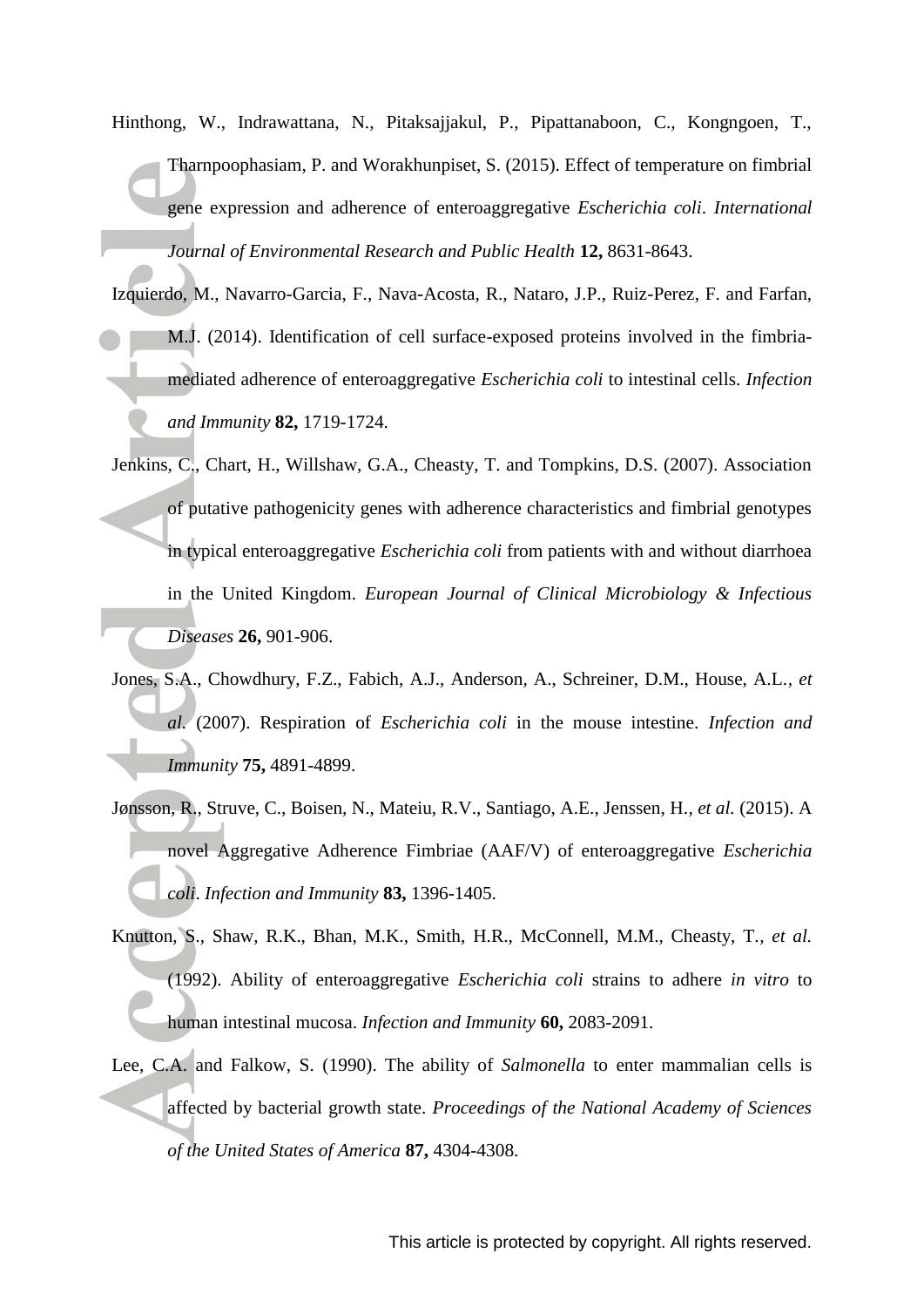Hinthong, W., Indrawattana, N., Pitaksajjakul, P., Pipattanaboon, C., Kongngoen, T., Tharnpoophasiam, P. and Worakhunpiset, S. (2015). Effect of temperature on fimbrial gene expression and adherence of enteroaggregative *Escherichia coli*. *International Journal of Environmental Research and Public Health* **12,** 8631-8643.

Izquierdo, M., Navarro-Garcia, F., Nava-Acosta, R., Nataro, J.P., Ruiz-Perez, F. and Farfan, M.J. (2014). Identification of cell surface-exposed proteins involved in the fimbria-mediated adherence of enteroaggregative *Escherichia coli* to intestinal cells. *Infection and Immunity* **82,** 1719-1724.

Jenkins, C., Chart, H., Willshaw, G.A., Cheasty, T. and Tompkins, D.S. (2007). Association of putative pathogenicity genes with adherence characteristics and fimbrial genotypes in typical enteroaggregative *Escherichia coli* from patients with and without diarrhoea in the United Kingdom. *European Journal of Clinical Microbiology & Infectious Diseases* **26,** 901-906.

Jones, S.A., Chowdhury, F.Z., Fabich, A.J., Anderson, A., Schreiner, D.M., House, A.L., *et al.* (2007). Respiration of *Escherichia coli* in the mouse intestine. *Infection and Immunity* **75,** 4891-4899.

Jønsson, R., Struve, C., Boisen, N., Mateiu, R.V., Santiago, A.E., Jenssen, H., *et al.* (2015). A novel Aggregative Adherence Fimbriae (AAF/V) of enteroaggregative *Escherichia coli*. *Infection and Immunity* **83,** 1396-1405.

Knutton, S., Shaw, R.K., Bhan, M.K., Smith, H.R., McConnell, M.M., Cheasty, T., *et al.* (1992). Ability of enteroaggregative *Escherichia coli* strains to adhere *in vitro* to human intestinal mucosa. *Infection and Immunity* **60,** 2083-2091.

Lee, C.A. and Falkow, S. (1990). The ability of *Salmonella* to enter mammalian cells is affected by bacterial growth state. *Proceedings of the National Academy of Sciences of the United States of America* **87,** 4304-4308.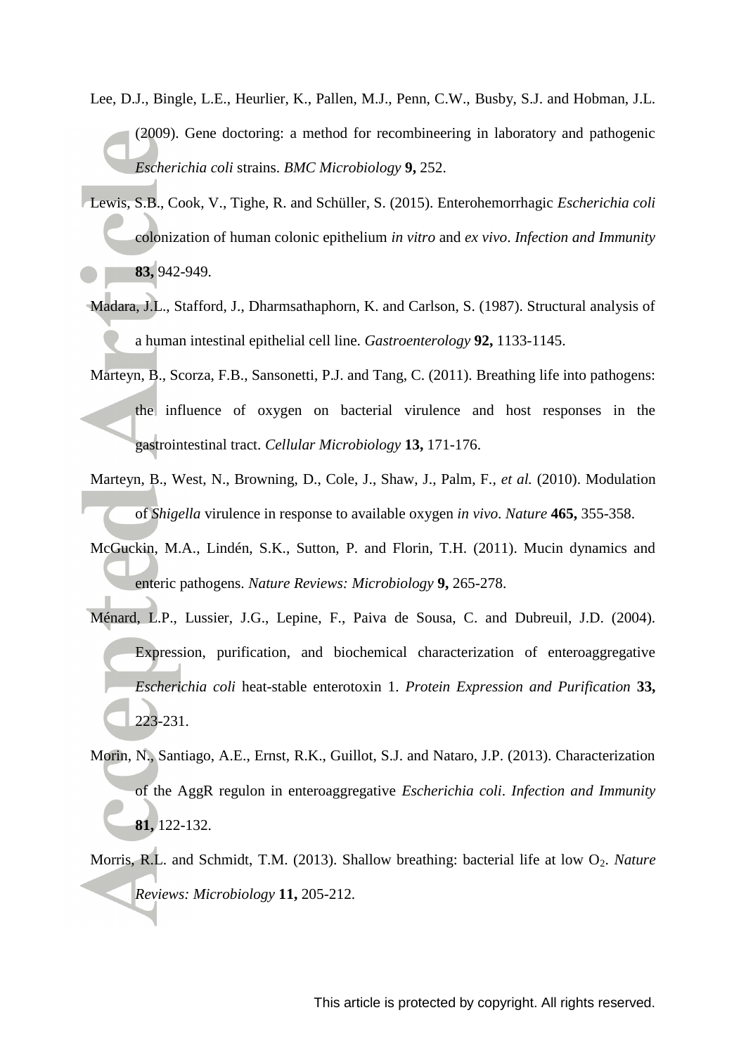Lee, D.J., Bingle, L.E., Heurlier, K., Pallen, M.J., Penn, C.W., Busby, S.J. and Hobman, J.L. (2009). Gene doctoring: a method for recombineering in laboratory and pathogenic *Escherichia coli* strains. *BMC Microbiology* **9,** 252.

Lewis, S.B., Cook, V., Tighe, R. and Schüller, S. (2015). Enterohemorrhagic *Escherichia coli* colonization of human colonic epithelium *in vitro* and *ex vivo*. *Infection and Immunity* **83,** 942-949.

Madara, J.L., Stafford, J., Dharmsathaphorn, K. and Carlson, S. (1987). Structural analysis of a human intestinal epithelial cell line. *Gastroenterology* **92,** 1133-1145.

Marteyn, B., Scorza, F.B., Sansonetti, P.J. and Tang, C. (2011). Breathing life into pathogens: the influence of oxygen on bacterial virulence and host responses in the gastrointestinal tract. *Cellular Microbiology* **13,** 171-176.

Marteyn, B., West, N., Browning, D., Cole, J., Shaw, J., Palm, F., *et al.* (2010). Modulation of *Shigella* virulence in response to available oxygen *in vivo*. *Nature* **465,** 355-358.

McGuckin, M.A., Lindén, S.K., Sutton, P. and Florin, T.H. (2011). Mucin dynamics and enteric pathogens. *Nature Reviews: Microbiology* **9,** 265-278.

Ménard, L.P., Lussier, J.G., Lepine, F., Paiva de Sousa, C. and Dubreuil, J.D. (2004). Expression, purification, and biochemical characterization of enteroaggregative *Escherichia coli* heat-stable enterotoxin 1. *Protein Expression and Purification* **33,** 223-231.

Morin, N., Santiago, A.E., Ernst, R.K., Guillot, S.J. and Nataro, J.P. (2013). Characterization of the AggR regulon in enteroaggregative *Escherichia coli*. *Infection and Immunity* **81,** 122-132.

Morris, R.L. and Schmidt, T.M. (2013). Shallow breathing: bacterial life at low $O_2$. *Nature Reviews: Microbiology* **11,** 205-212.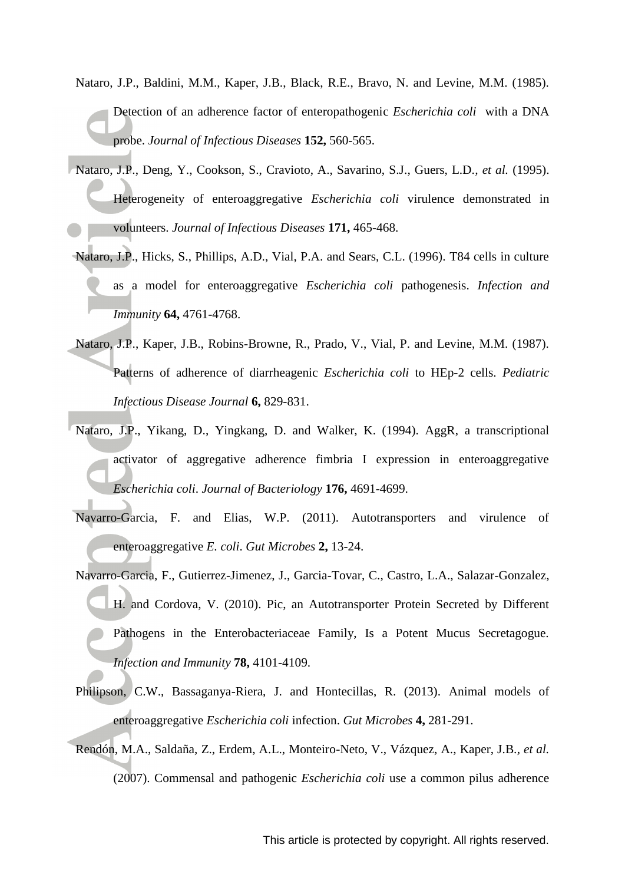Nataro, J.P., Baldini, M.M., Kaper, J.B., Black, R.E., Bravo, N. and Levine, M.M. (1985). Detection of an adherence factor of enteropathogenic *Escherichia coli* with a DNA probe. *Journal of Infectious Diseases* **152,** 560-565.

Nataro, J.P., Deng, Y., Cookson, S., Cravioto, A., Savarino, S.J., Guers, L.D., *et al.* (1995). Heterogeneity of enteroaggregative *Escherichia coli* virulence demonstrated in volunteers. *Journal of Infectious Diseases* **171,** 465-468.

Nataro, J.P., Hicks, S., Phillips, A.D., Vial, P.A. and Sears, C.L. (1996). T84 cells in culture as a model for enteroaggregative *Escherichia coli* pathogenesis. *Infection and Immunity* **64,** 4761-4768.

Nataro, J.P., Kaper, J.B., Robins-Browne, R., Prado, V., Vial, P. and Levine, M.M. (1987). Patterns of adherence of diarrheagenic *Escherichia coli* to HEp-2 cells. *Pediatric Infectious Disease Journal* **6,** 829-831.

Nataro, J.P., Yikang, D., Yingkang, D. and Walker, K. (1994). AggR, a transcriptional activator of aggregative adherence fimbria I expression in enteroaggregative *Escherichia coli*. *Journal of Bacteriology* **176,** 4691-4699.

Navarro-Garcia, F. and Elias, W.P. (2011). Autotransporters and virulence of enteroaggregative *E. coli*. *Gut Microbes* **2,** 13-24.

Navarro-Garcia, F., Gutierrez-Jimenez, J., Garcia-Tovar, C., Castro, L.A., Salazar-Gonzalez, H. and Cordova, V. (2010). Pic, an Autotransporter Protein Secreted by Different Pathogens in the Enterobacteriaceae Family, Is a Potent Mucus Secretagogue. *Infection and Immunity* **78,** 4101-4109.

Philipson, C.W., Bassaganya-Riera, J. and Hontecillas, R. (2013). Animal models of enteroaggregative *Escherichia coli* infection. *Gut Microbes* **4,** 281-291.

Rendón, M.A., Saldaña, Z., Erdem, A.L., Monteiro-Neto, V., Vázquez, A., Kaper, J.B., *et al.* (2007). Commensal and pathogenic *Escherichia coli* use a common pilus adherence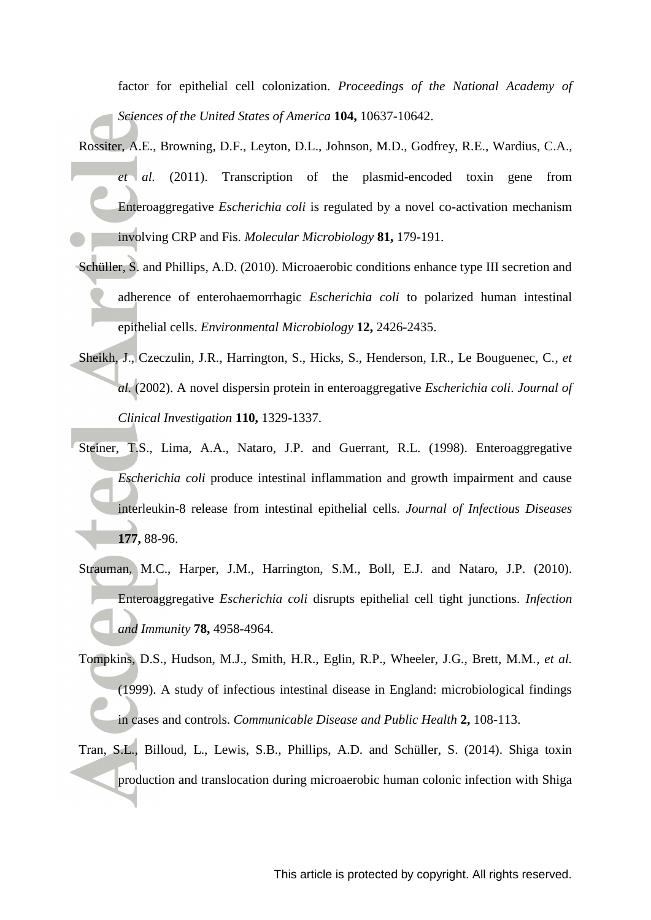factor for epithelial cell colonization. *Proceedings of the National Academy of Sciences of the United States of America* **104,** 10637-10642.

Rossiter, A.E., Browning, D.F., Leyton, D.L., Johnson, M.D., Godfrey, R.E., Wardius, C.A., *et al.* (2011). Transcription of the plasmid-encoded toxin gene from Enteroaggregative *Escherichia coli* is regulated by a novel co-activation mechanism involving CRP and Fis. *Molecular Microbiology* **81,** 179-191.

Schüller, S. and Phillips, A.D. (2010). Microaerobic conditions enhance type III secretion and adherence of enterohaemorrhagic *Escherichia coli* to polarized human intestinal epithelial cells. *Environmental Microbiology* **12,** 2426-2435.

Sheikh, J., Czeczulin, J.R., Harrington, S., Hicks, S., Henderson, I.R., Le Bouguenec, C., *et al.* (2002). A novel dispersin protein in enteroaggregative *Escherichia coli*. *Journal of Clinical Investigation* **110,** 1329-1337.

Steiner, T.S., Lima, A.A., Nataro, J.P. and Guerrant, R.L. (1998). Enteroaggregative *Escherichia coli* produce intestinal inflammation and growth impairment and cause interleukin-8 release from intestinal epithelial cells. *Journal of Infectious Diseases* **177,** 88-96.

Strauman, M.C., Harper, J.M., Harrington, S.M., Boll, E.J. and Nataro, J.P. (2010). Enteroaggregative *Escherichia coli* disrupts epithelial cell tight junctions. *Infection and Immunity* **78,** 4958-4964.

Tompkins, D.S., Hudson, M.J., Smith, H.R., Eglin, R.P., Wheeler, J.G., Brett, M.M., *et al.* (1999). A study of infectious intestinal disease in England: microbiological findings in cases and controls. *Communicable Disease and Public Health* **2,** 108-113.

Tran, S.L., Billoud, L., Lewis, S.B., Phillips, A.D. and Schüller, S. (2014). Shiga toxin production and translocation during microaerobic human colonic infection with Shiga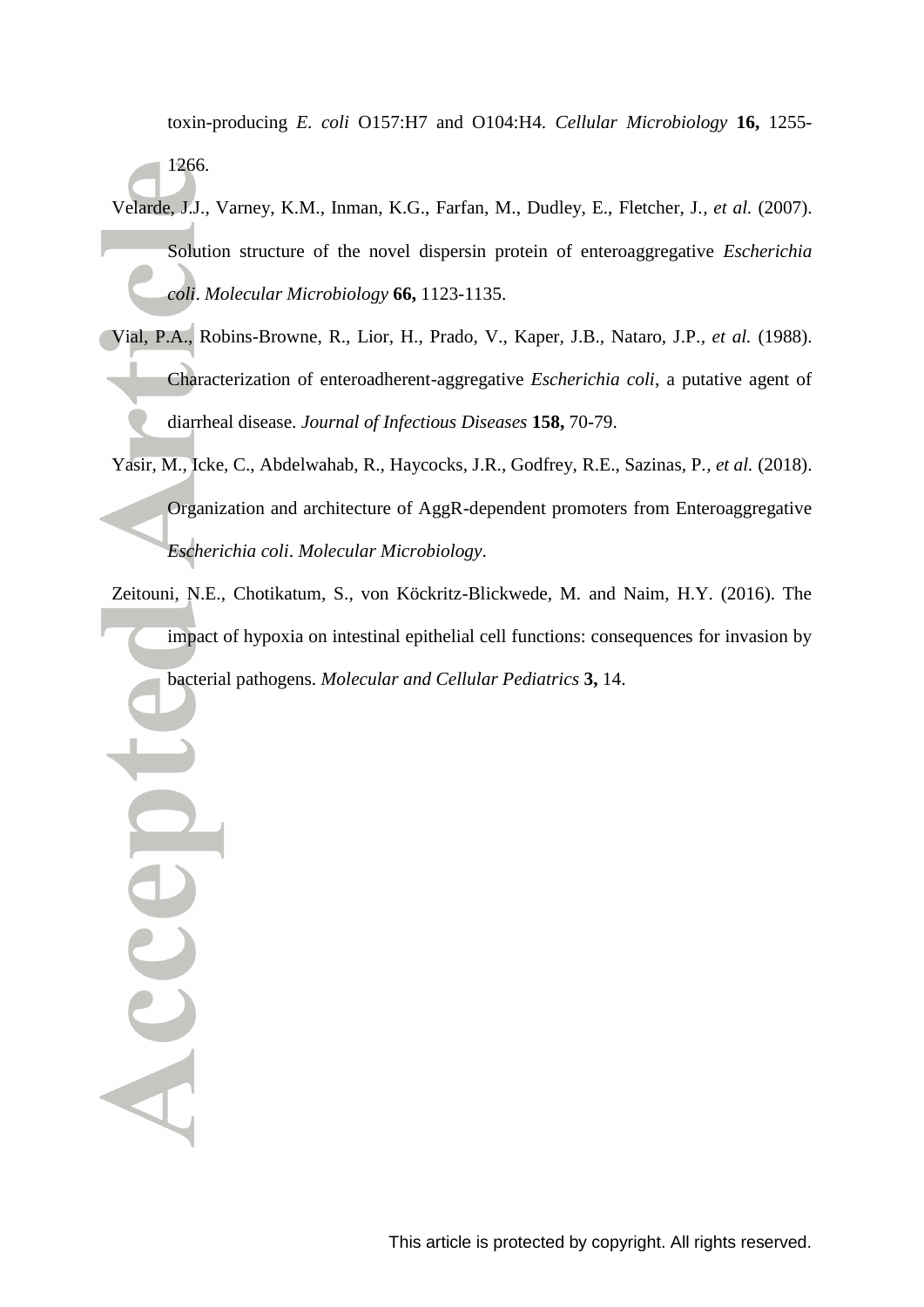toxin-producing *E. coli* O157:H7 and O104:H4. *Cellular Microbiology* **16,** 1255-1266.

Velarde, J.J., Varney, K.M., Inman, K.G., Farfan, M., Dudley, E., Fletcher, J., *et al.* (2007). Solution structure of the novel dispersin protein of enteroaggregative *Escherichia coli*. *Molecular Microbiology* **66,** 1123-1135.

Vial, P.A., Robins-Browne, R., Lior, H., Prado, V., Kaper, J.B., Nataro, J.P., *et al.* (1988). Characterization of enteroadherent-aggregative *Escherichia coli*, a putative agent of diarrheal disease. *Journal of Infectious Diseases* **158,** 70-79.

Yasir, M., Icke, C., Abdelwahab, R., Haycocks, J.R., Godfrey, R.E., Sazinas, P., *et al.* (2018). Organization and architecture of AggR-dependent promoters from Enteroaggregative *Escherichia coli*. *Molecular Microbiology*.

Zeitouni, N.E., Chotikatum, S., von Köckritz-Blickwede, M. and Naim, H.Y. (2016). The impact of hypoxia on intestinal epithelial cell functions: consequences for invasion by bacterial pathogens. *Molecular and Cellular Pediatrics* **3,** 14.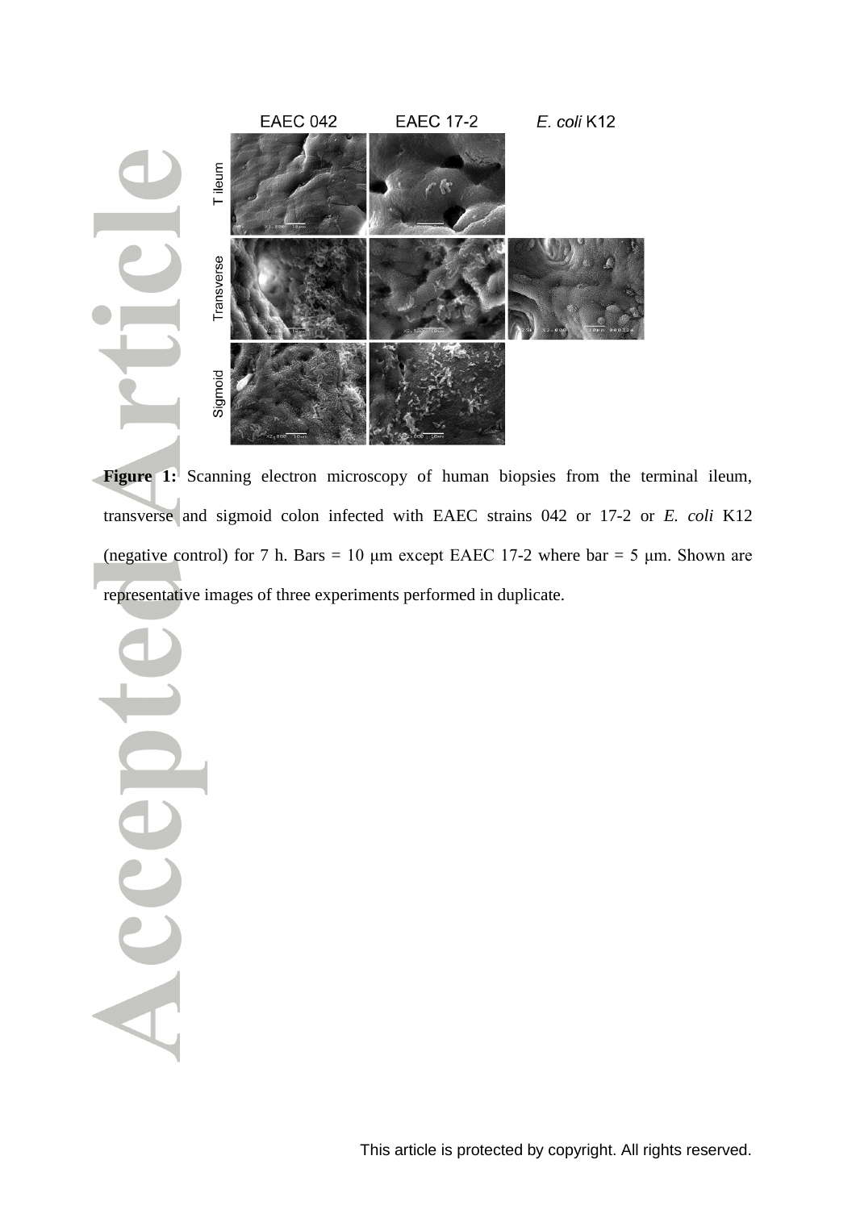**Figure 1:** Scanning electron microscopy of human biopsies from the terminal ileum, transverse and sigmoid colon infected with EAEC strains 042 or 17-2 or *E. coli* K12 (negative control) for 7 h. Bars = 10 μm except EAEC 17-2 where bar = 5 μm. Shown are representative images of three experiments performed in duplicate.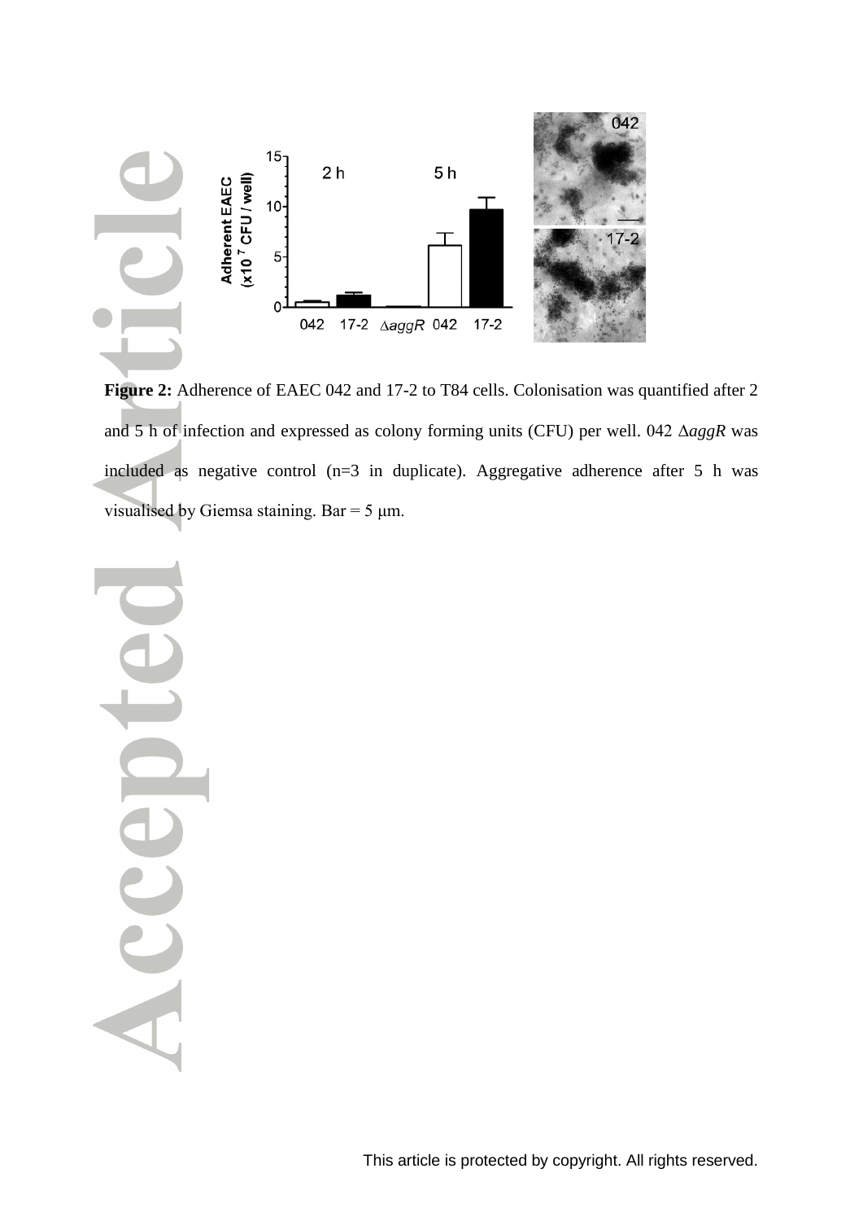**Figure 2:** Adherence of EAEC 042 and 17-2 to T84 cells. Colonisation was quantified after 2 and 5 h of infection and expressed as colony forming units (CFU) per well. 042 Δ*aggR* was included as negative control (n=3 in duplicate). Aggregative adherence after 5 h was visualised by Giemsa staining. Bar = 5 μm.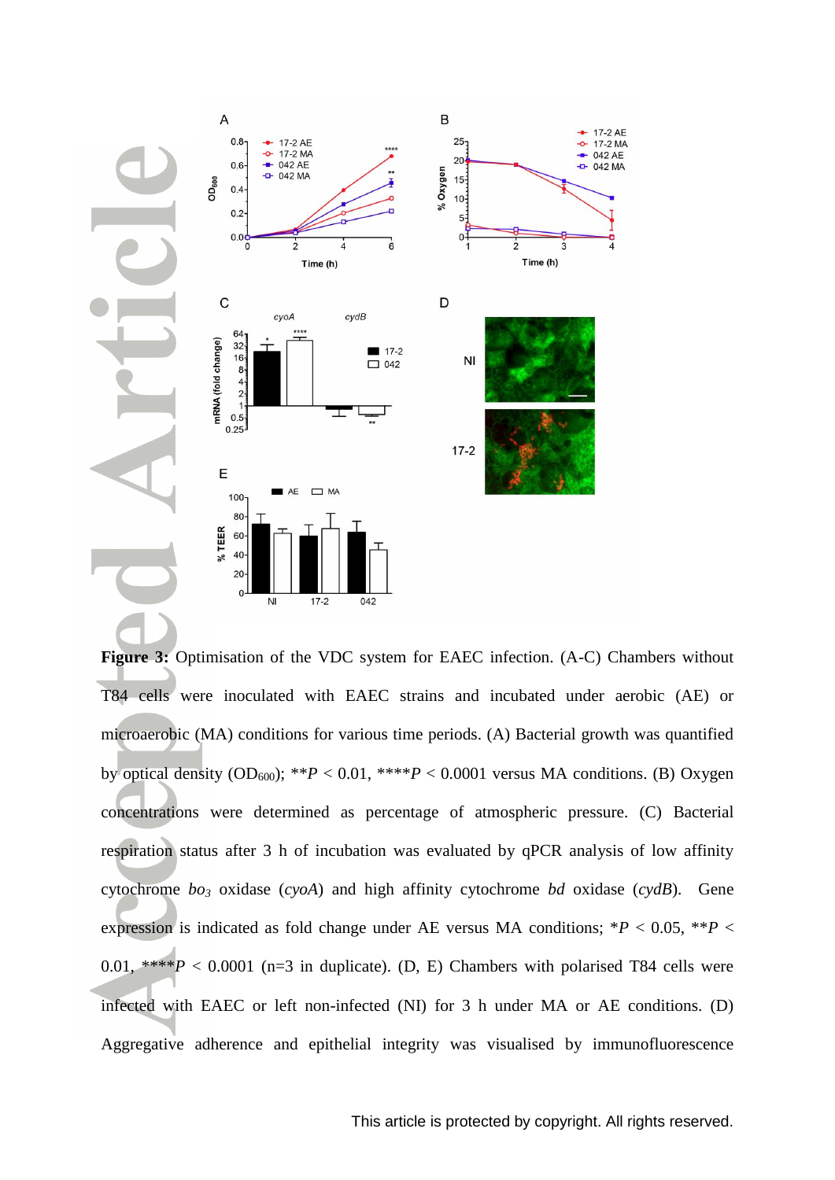**Figure 3:** Optimisation of the VDC system for EAEC infection. (A-C) Chambers without T84 cells were inoculated with EAEC strains and incubated under aerobic (AE) or microaerobic (MA) conditions for various time periods. (A) Bacterial growth was quantified by optical density ($OD_{600}$); $^{**}P < 0.01$, $^{****}P < 0.0001$ versus MA conditions. (B) Oxygen concentrations were determined as percentage of atmospheric pressure. (C) Bacterial respiration status after 3 h of incubation was evaluated by qPCR analysis of low affinity cytochrome $bo_3$ oxidase (*cyoA*) and high affinity cytochrome *bd* oxidase (*cydB*). Gene expression is indicated as fold change under AE versus MA conditions; $^{*}P < 0.05$, $^{**}P < 0.01$, $^{****}P < 0.0001$ (n=3 in duplicate). (D, E) Chambers with polarised T84 cells were infected with EAEC or left non-infected (NI) for 3 h under MA or AE conditions. (D) Aggregative adherence and epithelial integrity was visualised by immunofluorescence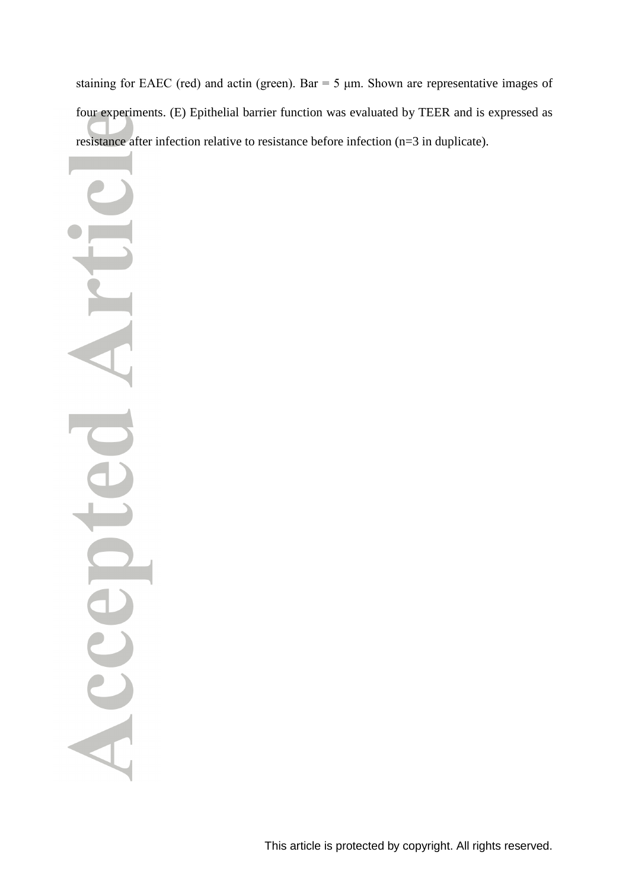staining for EAEC (red) and actin (green). Bar = 5 μm. Shown are representative images of four experiments. (E) Epithelial barrier function was evaluated by TEER and is expressed as resistance after infection relative to resistance before infection (n=3 in duplicate).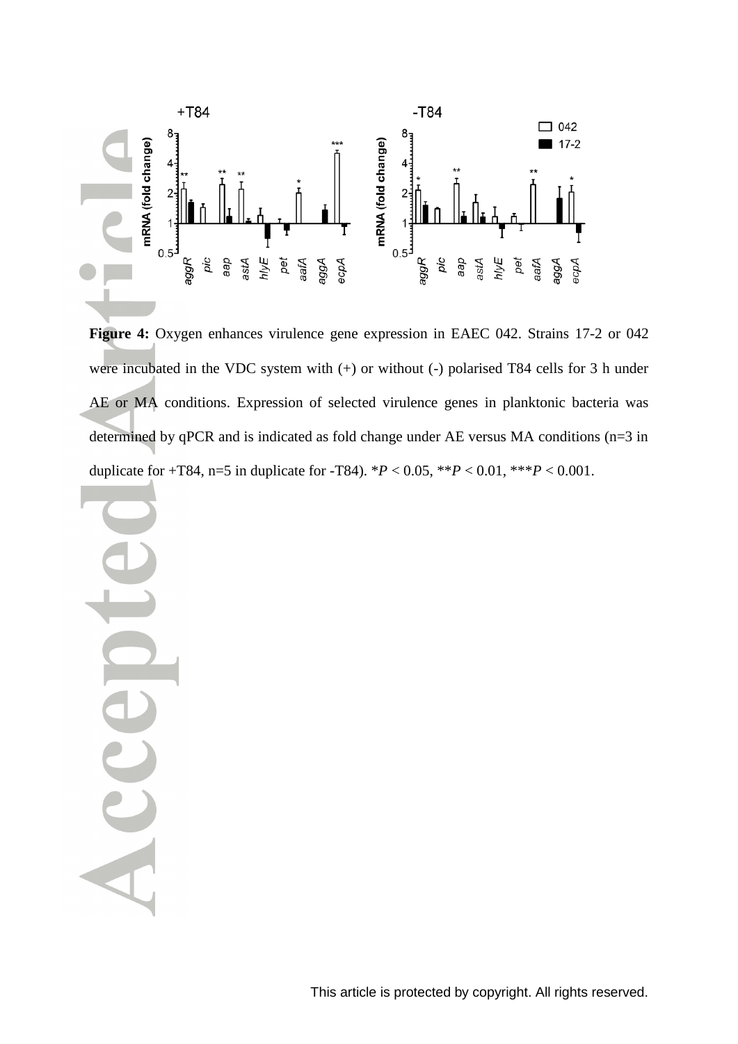**Figure 4:** Oxygen enhances virulence gene expression in EAEC 042. Strains 17-2 or 042 were incubated in the VDC system with (+) or without (-) polarised T84 cells for 3 h under AE or MA conditions. Expression of selected virulence genes in planktonic bacteria was determined by qPCR and is indicated as fold change under AE versus MA conditions (n=3 in duplicate for +T84, n=5 in duplicate for -T84). \*$P < 0.05$, \*\*$P < 0.01$, \*\*\*$P < 0.001$.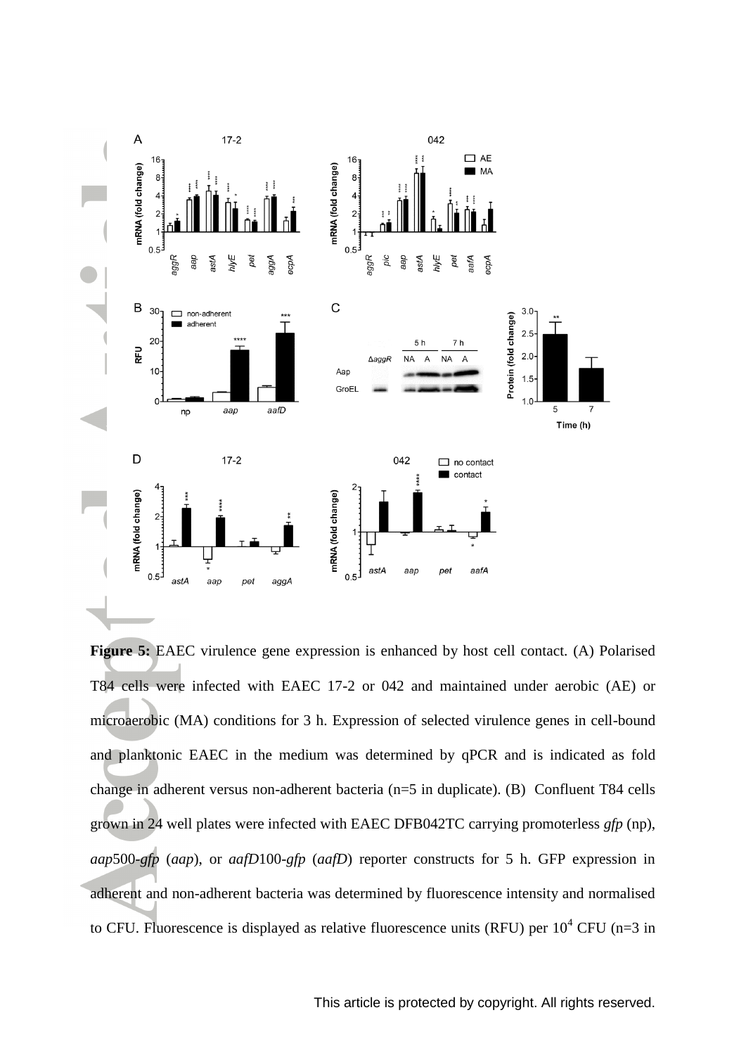**Figure 5:** EAEC virulence gene expression is enhanced by host cell contact. (A) Polarised T84 cells were infected with EAEC 17-2 or 042 and maintained under aerobic (AE) or microaerobic (MA) conditions for 3 h. Expression of selected virulence genes in cell-bound and planktonic EAEC in the medium was determined by qPCR and is indicated as fold change in adherent versus non-adherent bacteria (n=5 in duplicate). (B) Confluent T84 cells grown in 24 well plates were infected with EAEC DFB042TC carrying promoterless *gfp* (np), *aap*500-*gfp* (*aap*), or *aafD*100-*gfp* (*aafD*) reporter constructs for 5 h. GFP expression in adherent and non-adherent bacteria was determined by fluorescence intensity and normalised to CFU. Fluorescence is displayed as relative fluorescence units (RFU) per $10^4$ CFU (n=3 in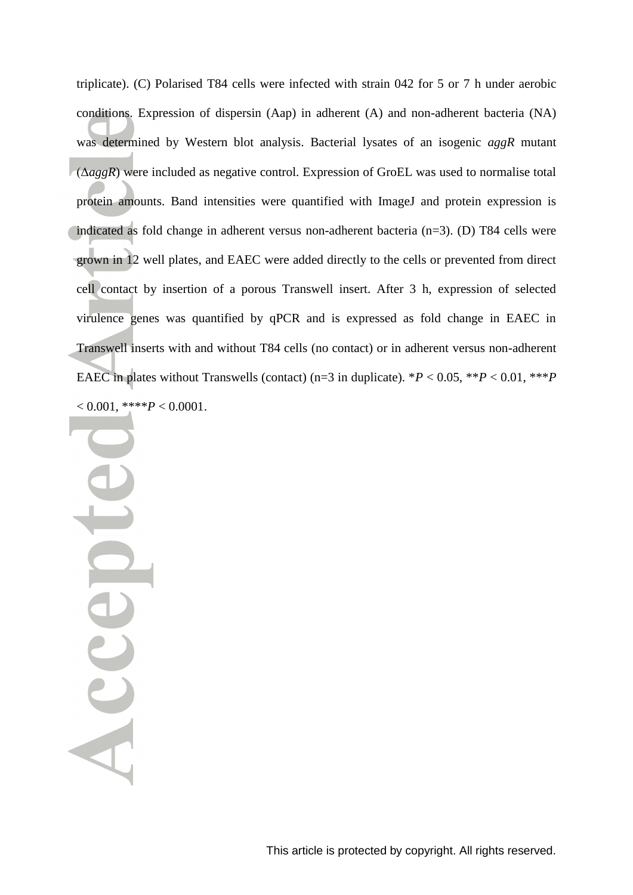triplicate). (C) Polarised T84 cells were infected with strain 042 for 5 or 7 h under aerobic conditions. Expression of dispersin (Aap) in adherent (A) and non-adherent bacteria (NA) was determined by Western blot analysis. Bacterial lysates of an isogenic *aggR* mutant (Δ*aggR*) were included as negative control. Expression of GroEL was used to normalise total protein amounts. Band intensities were quantified with ImageJ and protein expression is indicated as fold change in adherent versus non-adherent bacteria (n=3). (D) T84 cells were grown in 12 well plates, and EAEC were added directly to the cells or prevented from direct cell contact by insertion of a porous Transwell insert. After 3 h, expression of selected virulence genes was quantified by qPCR and is expressed as fold change in EAEC in Transwell inserts with and without T84 cells (no contact) or in adherent versus non-adherent EAEC in plates without Transwells (contact) (n=3 in duplicate). \**P* < 0.05, \*\**P* < 0.01, \*\*\**P* < 0.001, \*\*\*\**P* < 0.0001.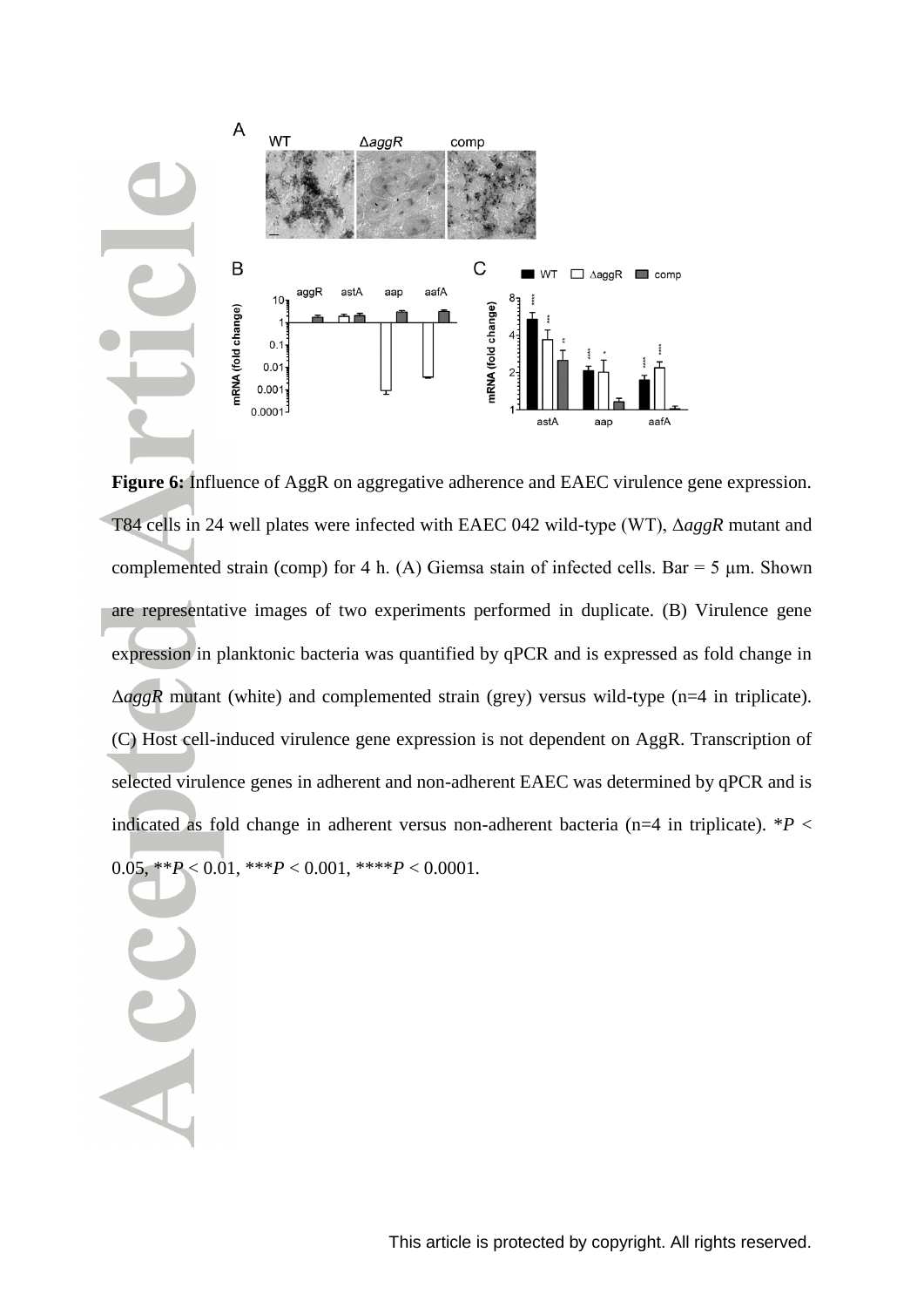**Figure 6:** Influence of AggR on aggregative adherence and EAEC virulence gene expression. T84 cells in 24 well plates were infected with EAEC 042 wild-type (WT), Δ*aggR* mutant and complemented strain (comp) for 4 h. (A) Giemsa stain of infected cells. Bar = 5 μm. Shown are representative images of two experiments performed in duplicate. (B) Virulence gene expression in planktonic bacteria was quantified by qPCR and is expressed as fold change in Δ*aggR* mutant (white) and complemented strain (grey) versus wild-type (n=4 in triplicate). (C) Host cell-induced virulence gene expression is not dependent on AggR. Transcription of selected virulence genes in adherent and non-adherent EAEC was determined by qPCR and is indicated as fold change in adherent versus non-adherent bacteria (n=4 in triplicate). \**P* < 0.05, \*\**P* < 0.01, \*\*\**P* < 0.001, \*\*\*\**P* < 0.0001.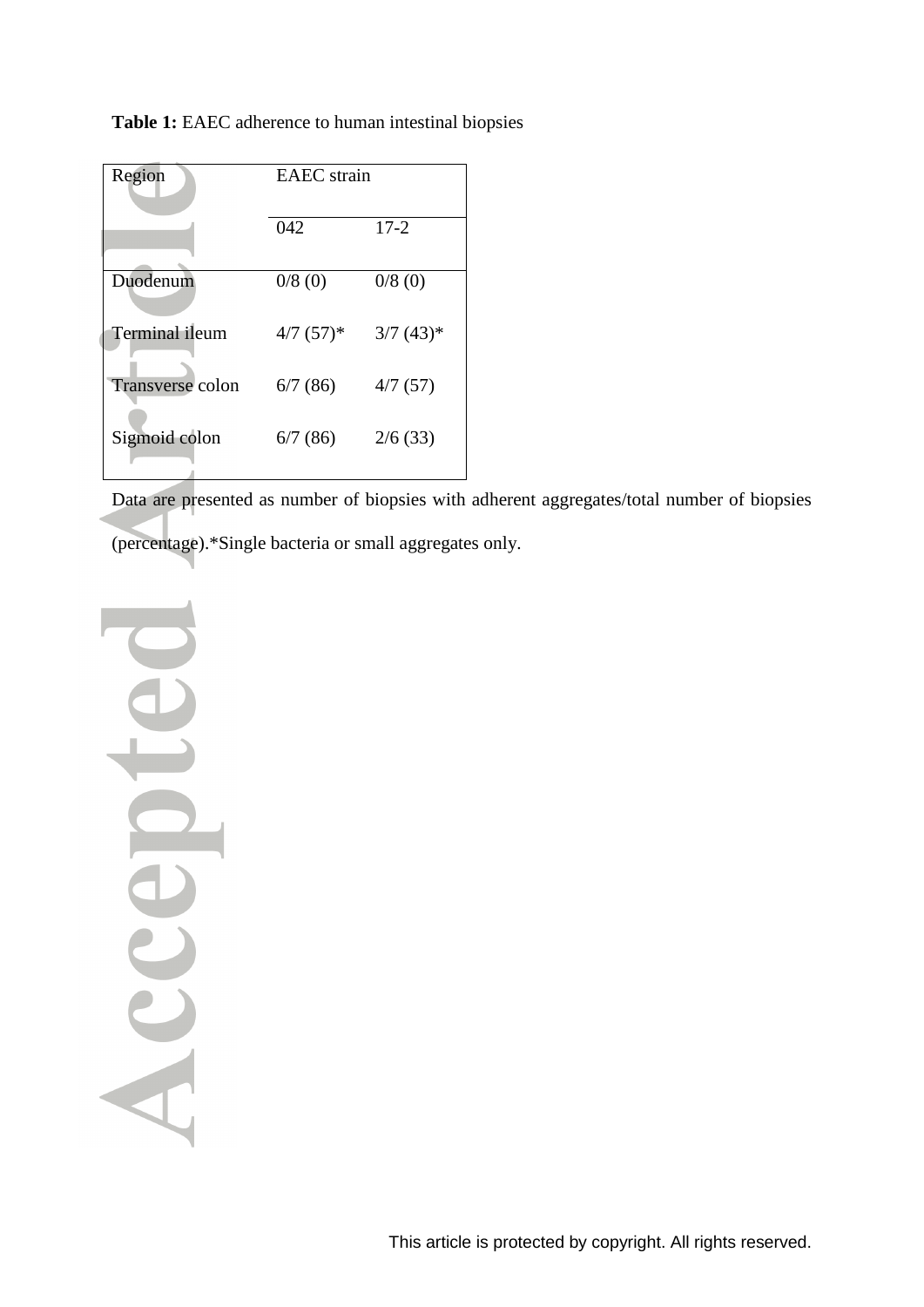**Table 1:** EAEC adherence to human intestinal biopsies

| Region | EAEC strain | |
|---|---|---|
| | 042 | 17-2 |
| Duodenum | 0/8 (0) | 0/8 (0) |
| Terminal ileum | 4/7 (57)* | 3/7 (43)* |
| Transverse colon | 6/7 (86) | 4/7 (57) |
| Sigmoid colon | 6/7 (86) | 2/6 (33) |

Data are presented as number of biopsies with adherent aggregates/total number of biopsies (percentage).*Single bacteria or small aggregates only.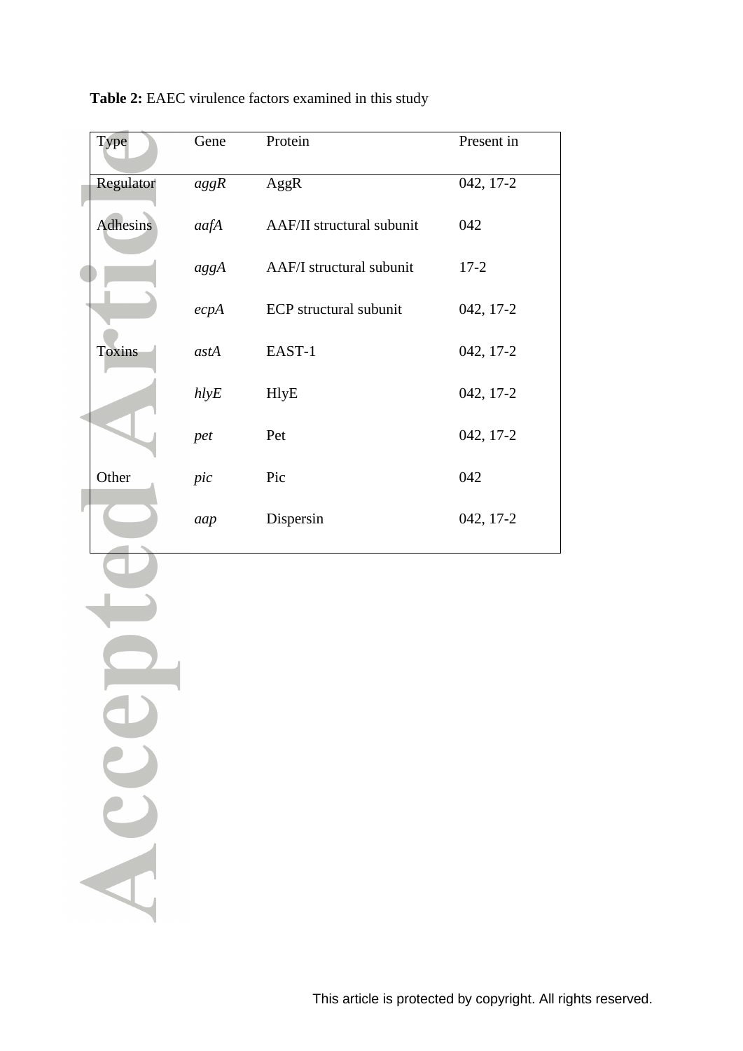**Table 2:** EAEC virulence factors examined in this study

| Type | Gene | Protein | Present in |
|---|---|---|---|
| Regulator | *aggR* | AggR | 042, 17-2 |
| Adhesins | *aafA* | AAF/II structural subunit | 042 |
| | *aggA* | AAF/I structural subunit | 17-2 |
| | *ecpA* | ECP structural subunit | 042, 17-2 |
| Toxins | *astA* | EAST-1 | 042, 17-2 |
| | *hlyE* | HlyE | 042, 17-2 |
| | *pet* | Pet | 042, 17-2 |
| Other | *pic* | Pic | 042 |
| | *aap* | Dispersin | 042, 17-2 |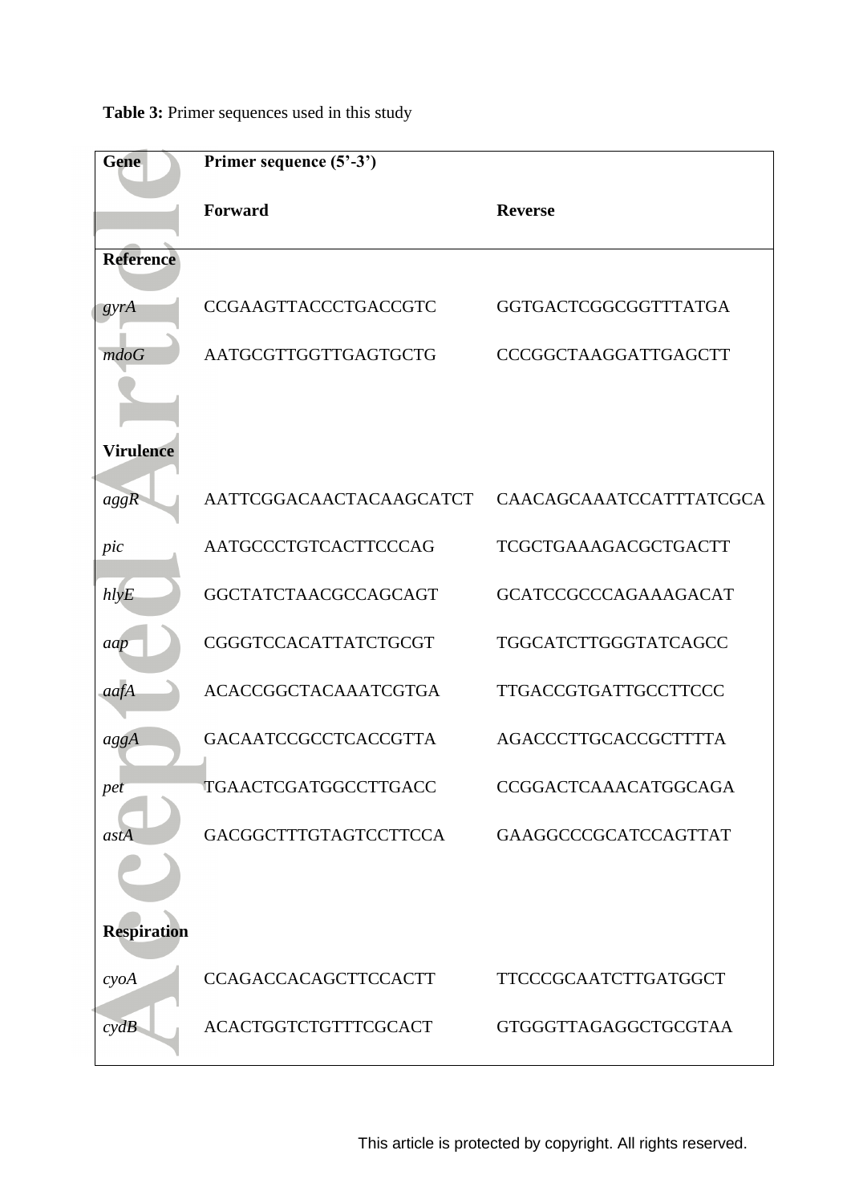**Table 3:** Primer sequences used in this study

| Gene | Primer sequence (5'-3') | |
|---|---|---|
| | **Forward** | **Reverse** |
| **Reference** | | |
| *gyrA* | CCGAAGTTACCCTGACCGTC | GGTGACTCGGCGGTTTATGA |
| *mdoG* | AATGCGTTGGTTGAGTGCTG | CCCGGCTAAGGATTGAGCTT |
| **Virulence** | | |
| *aggR* | AATTCGGACAACTACAAGCATCT | CAACAGCAAATCCATTTATCGCA |
| *pic* | AATGCCCTGTCACTTCCCAG | TCGCTGAAAGACGCTGACTT |
| *hlyE* | GGCTATCTAACGCCAGCAGT | GCATCCGCCCAGAAAGACAT |
| *aap* | CGGGTCCACATTATCTGCGT | TGGCATCTTGGGTATCAGCC |
| *aafA* | ACACCGGCTACAAATCGTGA | TTGACCGTGATTGCCTTCCC |
| *aggA* | GACAATCCGCCTCACCGTTA | AGACCCTTGCACCGCTTTTA |
| *pet* | TGAACTCGATGGCCTTGACC | CCGGACTCAAACATGGCAGA |
| *astA* | GACGGCTTTGTAGTCCTTCCA | GAAGGCCCGCATCCAGTTAT |
| **Respiration** | | |
| *cyoA* | CCAGACCACAGCTTCCACTT | TTCCCGCAATCTTGATGGCT |
| *cydB* | ACACTGGTCTGTTTCGCACT | GTGGGTTAGAGGCTGCGTAA |